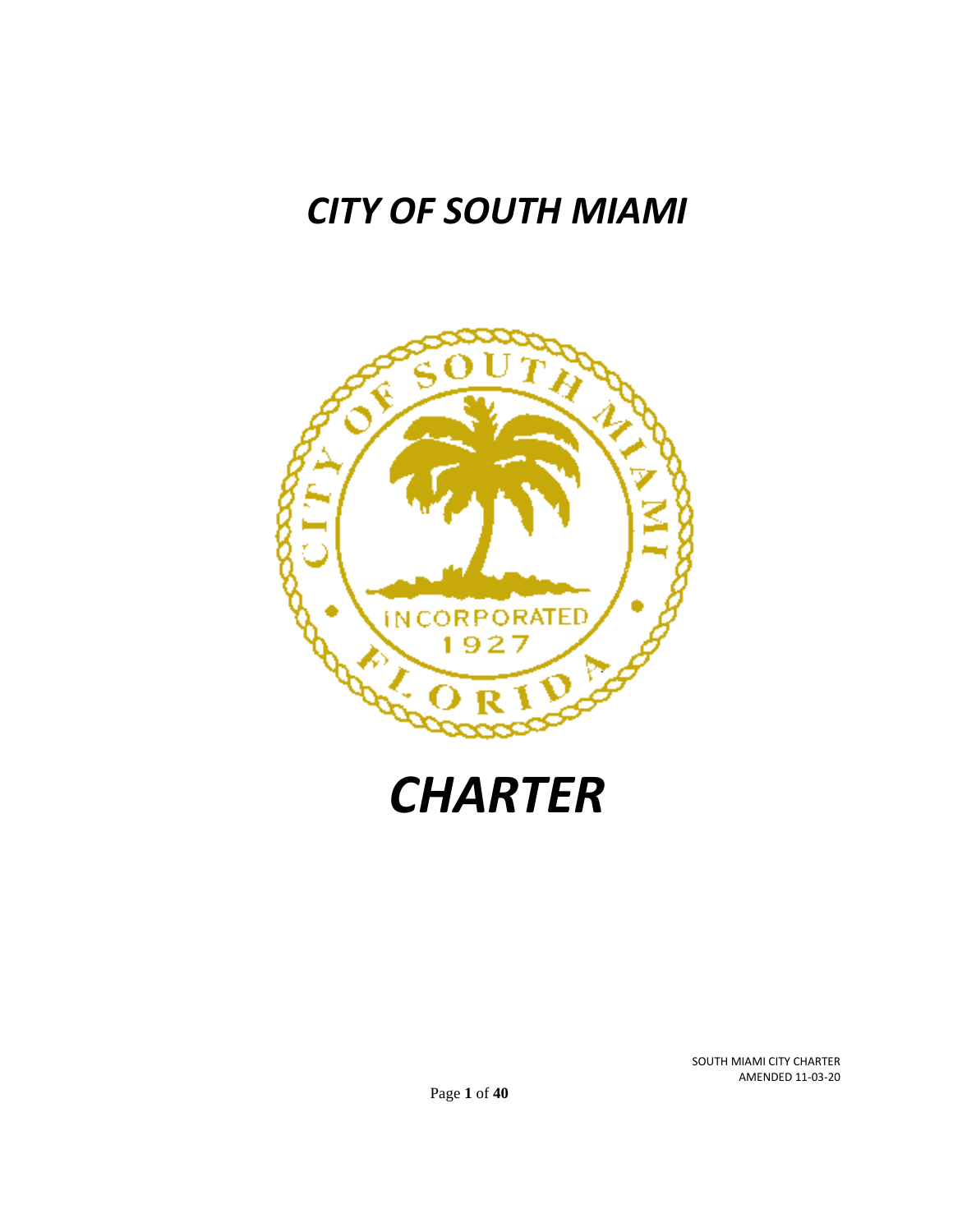# *CITY OF SOUTH MIAMI*

# *CHARTER*

SOUTH MIAMI CITY CHARTER
AMENDED 11-03-20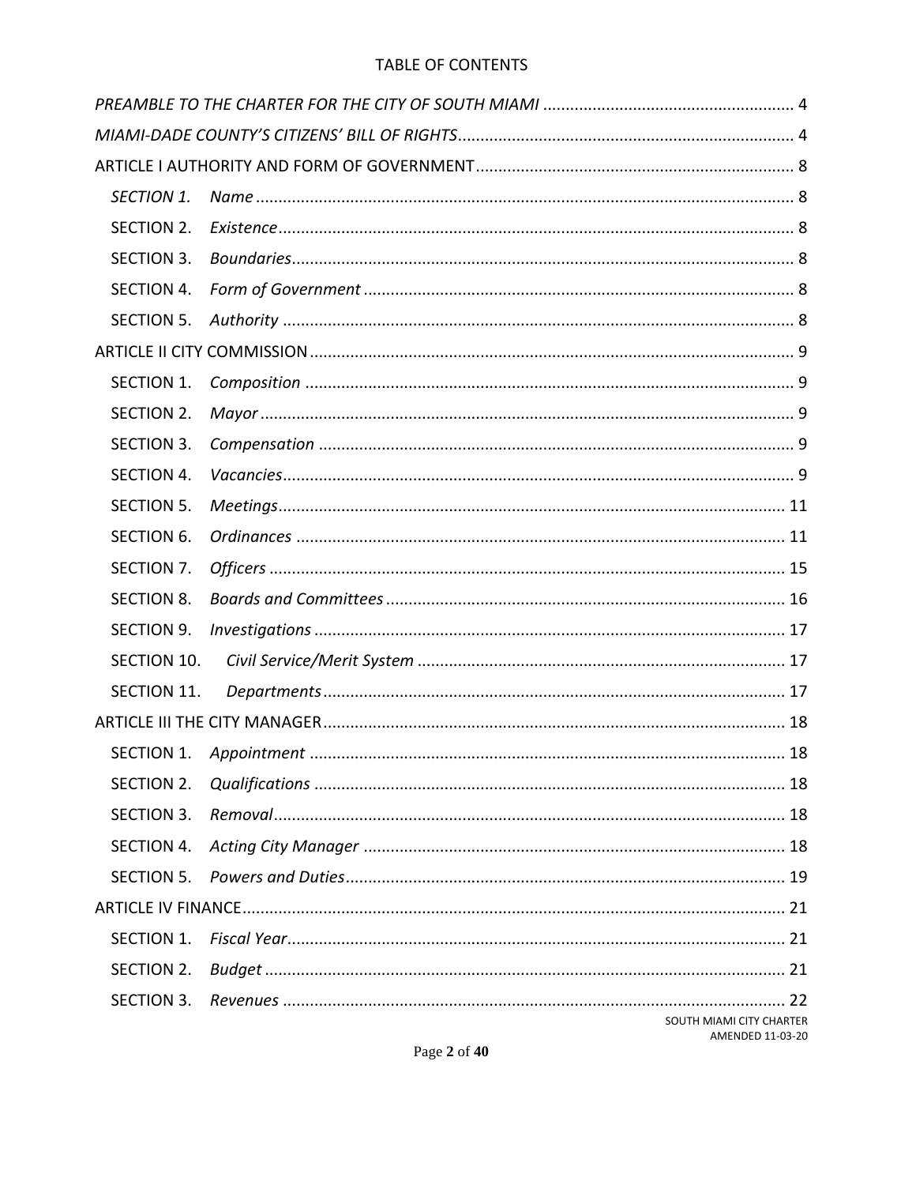# TABLE OF CONTENTS

*PREAMBLE TO THE CHARTER FOR THE CITY OF SOUTH MIAMI* ........................................................ 4

*MIAMI-DADE COUNTY'S CITIZENS' BILL OF RIGHTS* ........................................................................... 4

ARTICLE I AUTHORITY AND FORM OF GOVERNMENT ...................................................................... 8

- *SECTION 1.* *Name* ........................................................................................................................ 8
- SECTION 2. *Existence* .................................................................................................................... 8
- SECTION 3. *Boundaries* ................................................................................................................ 8
- SECTION 4. *Form of Government* ................................................................................................ 8
- SECTION 5. *Authority* .................................................................................................................. 8

ARTICLE II CITY COMMISSION ........................................................................................................... 9

- SECTION 1. *Composition* ............................................................................................................. 9
- SECTION 2. *Mayor* ........................................................................................................................ 9
- SECTION 3. *Compensation* .......................................................................................................... 9
- SECTION 4. *Vacancies* .................................................................................................................. 9
- SECTION 5. *Meetings* .................................................................................................................. 11
- SECTION 6. *Ordinances* .............................................................................................................. 11
- SECTION 7. *Officers* .................................................................................................................... 15
- SECTION 8. *Boards and Committees* ......................................................................................... 16
- SECTION 9. *Investigations* ......................................................................................................... 17
- SECTION 10. *Civil Service/Merit System* ................................................................................... 17
- SECTION 11. *Departments* ......................................................................................................... 17

ARTICLE III THE CITY MANAGER ...................................................................................................... 18

- SECTION 1. *Appointment* ........................................................................................................... 18
- SECTION 2. *Qualifications* ......................................................................................................... 18
- SECTION 3. *Removal* .................................................................................................................. 18
- SECTION 4. *Acting City Manager* ............................................................................................... 18
- SECTION 5. *Powers and Duties* .................................................................................................. 19

ARTICLE IV FINANCE ......................................................................................................................... 21

- SECTION 1. *Fiscal Year* ............................................................................................................... 21
- SECTION 2. *Budget* ..................................................................................................................... 21
- SECTION 3. *Revenues* ................................................................................................................. 22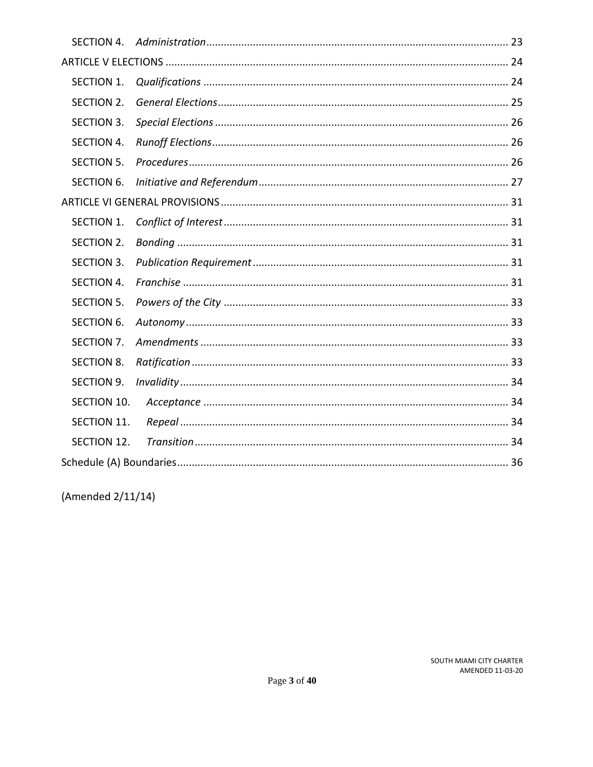SECTION 4. *Administration* ........................................................................................ 23

ARTICLE V ELECTIONS ..................................................................................................... 24

SECTION 1. *Qualifications* ......................................................................................... 24

SECTION 2. *General Elections* .................................................................................... 25

SECTION 3. *Special Elections* ..................................................................................... 26

SECTION 4. *Runoff Elections* ...................................................................................... 26

SECTION 5. *Procedures* .............................................................................................. 26

SECTION 6. *Initiative and Referendum* ...................................................................... 27

ARTICLE VI GENERAL PROVISIONS .................................................................................. 31

SECTION 1. *Conflict of Interest* ................................................................................. 31

SECTION 2. *Bonding* .................................................................................................. 31

SECTION 3. *Publication Requirement* ........................................................................ 31

SECTION 4. *Franchise* ................................................................................................ 31

SECTION 5. *Powers of the City* .................................................................................. 33

SECTION 6. *Autonomy* ............................................................................................... 33

SECTION 7. *Amendments* .......................................................................................... 33

SECTION 8. *Ratification* ............................................................................................. 33

SECTION 9. *Invalidity* ................................................................................................. 34

SECTION 10. *Acceptance* ......................................................................................... 34

SECTION 11. *Repeal* ................................................................................................. 34

SECTION 12. *Transition* ............................................................................................ 34

Schedule (A) Boundaries .................................................................................................. 36

(Amended 2/11/14)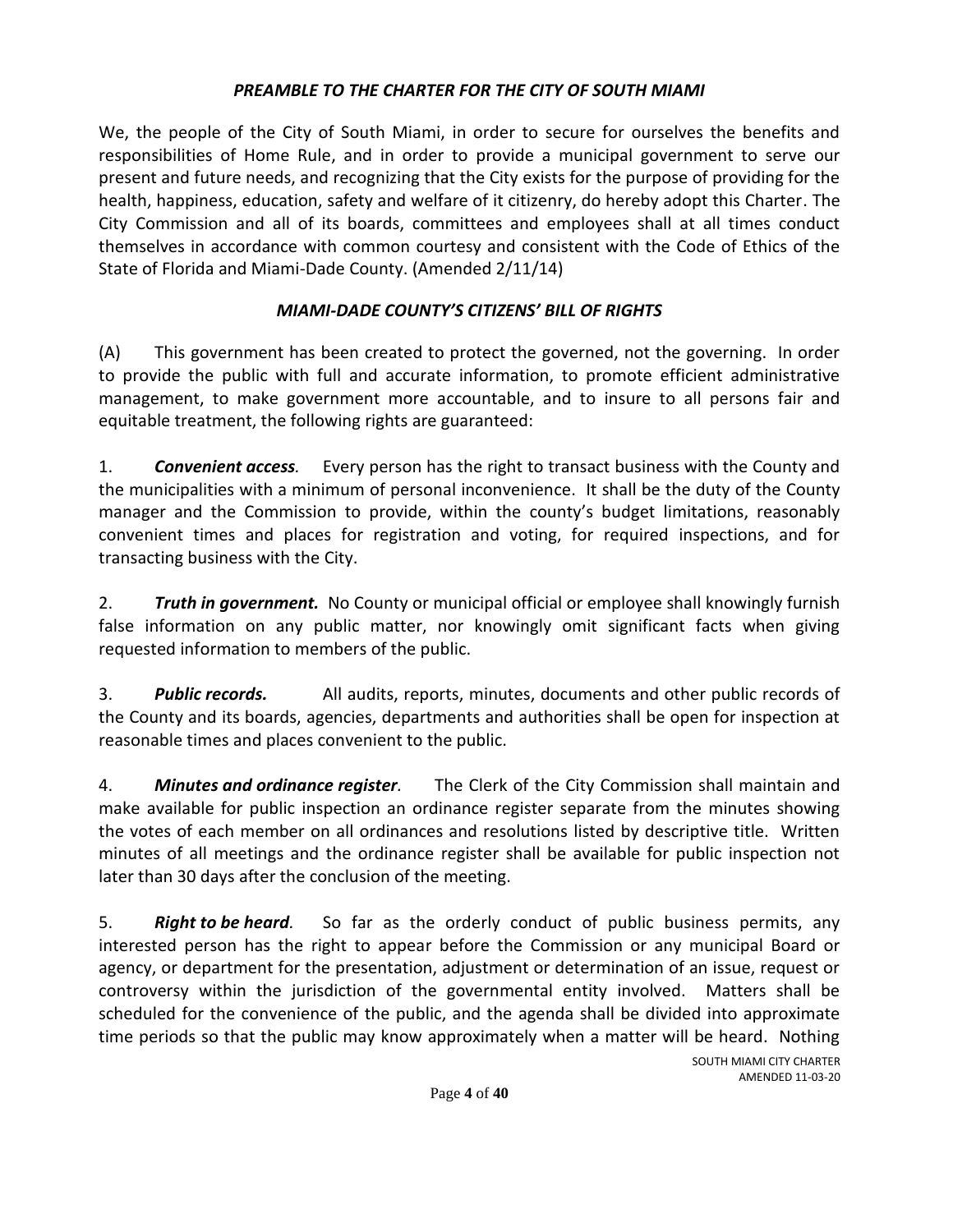## *PREAMBLE TO THE CHARTER FOR THE CITY OF SOUTH MIAMI*

We, the people of the City of South Miami, in order to secure for ourselves the benefits and responsibilities of Home Rule, and in order to provide a municipal government to serve our present and future needs, and recognizing that the City exists for the purpose of providing for the health, happiness, education, safety and welfare of it citizenry, do hereby adopt this Charter. The City Commission and all of its boards, committees and employees shall at all times conduct themselves in accordance with common courtesy and consistent with the Code of Ethics of the State of Florida and Miami-Dade County. (Amended 2/11/14)

## *MIAMI-DADE COUNTY'S CITIZENS' BILL OF RIGHTS*

(A) This government has been created to protect the governed, not the governing. In order to provide the public with full and accurate information, to promote efficient administrative management, to make government more accountable, and to insure to all persons fair and equitable treatment, the following rights are guaranteed:

1. ***Convenient access.*** Every person has the right to transact business with the County and the municipalities with a minimum of personal inconvenience. It shall be the duty of the County manager and the Commission to provide, within the county's budget limitations, reasonably convenient times and places for registration and voting, for required inspections, and for transacting business with the City.

2. ***Truth in government.*** No County or municipal official or employee shall knowingly furnish false information on any public matter, nor knowingly omit significant facts when giving requested information to members of the public.

3. ***Public records.*** All audits, reports, minutes, documents and other public records of the County and its boards, agencies, departments and authorities shall be open for inspection at reasonable times and places convenient to the public.

4. ***Minutes and ordinance register.*** The Clerk of the City Commission shall maintain and make available for public inspection an ordinance register separate from the minutes showing the votes of each member on all ordinances and resolutions listed by descriptive title. Written minutes of all meetings and the ordinance register shall be available for public inspection not later than 30 days after the conclusion of the meeting.

5. ***Right to be heard.*** So far as the orderly conduct of public business permits, any interested person has the right to appear before the Commission or any municipal Board or agency, or department for the presentation, adjustment or determination of an issue, request or controversy within the jurisdiction of the governmental entity involved. Matters shall be scheduled for the convenience of the public, and the agenda shall be divided into approximate time periods so that the public may know approximately when a matter will be heard. Nothing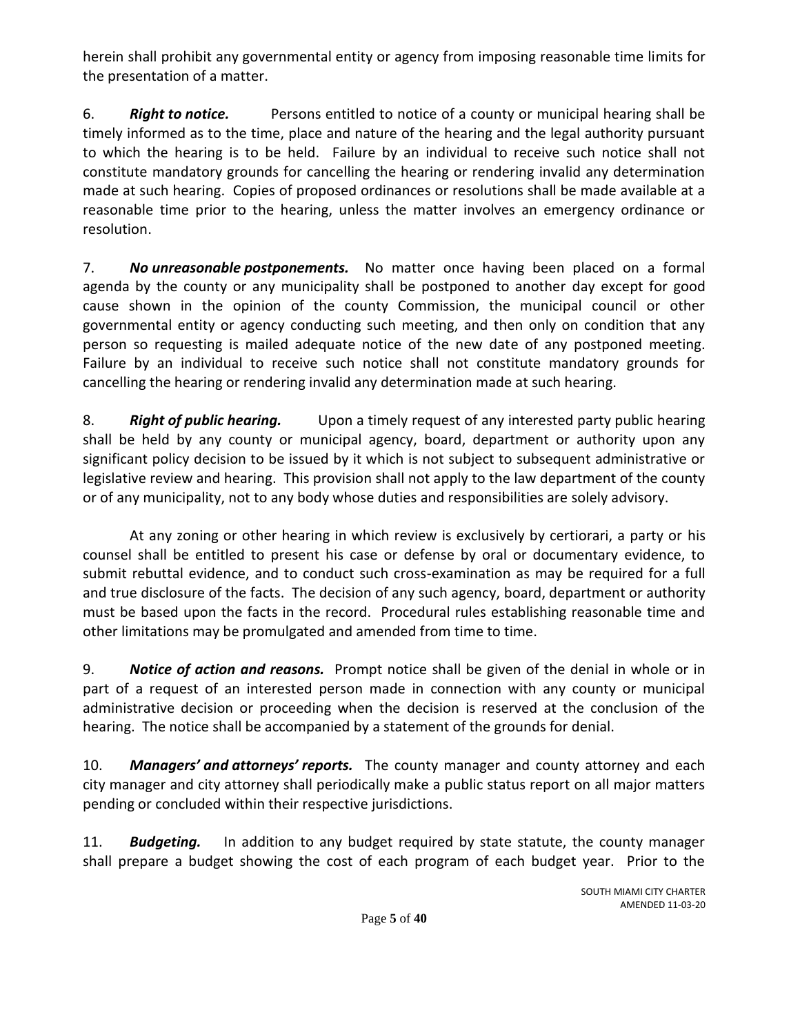herein shall prohibit any governmental entity or agency from imposing reasonable time limits for the presentation of a matter.

6. ***Right to notice.*** Persons entitled to notice of a county or municipal hearing shall be timely informed as to the time, place and nature of the hearing and the legal authority pursuant to which the hearing is to be held. Failure by an individual to receive such notice shall not constitute mandatory grounds for cancelling the hearing or rendering invalid any determination made at such hearing. Copies of proposed ordinances or resolutions shall be made available at a reasonable time prior to the hearing, unless the matter involves an emergency ordinance or resolution.

7. ***No unreasonable postponements.*** No matter once having been placed on a formal agenda by the county or any municipality shall be postponed to another day except for good cause shown in the opinion of the county Commission, the municipal council or other governmental entity or agency conducting such meeting, and then only on condition that any person so requesting is mailed adequate notice of the new date of any postponed meeting. Failure by an individual to receive such notice shall not constitute mandatory grounds for cancelling the hearing or rendering invalid any determination made at such hearing.

8. ***Right of public hearing.*** Upon a timely request of any interested party public hearing shall be held by any county or municipal agency, board, department or authority upon any significant policy decision to be issued by it which is not subject to subsequent administrative or legislative review and hearing. This provision shall not apply to the law department of the county or of any municipality, not to any body whose duties and responsibilities are solely advisory.

At any zoning or other hearing in which review is exclusively by certiorari, a party or his counsel shall be entitled to present his case or defense by oral or documentary evidence, to submit rebuttal evidence, and to conduct such cross-examination as may be required for a full and true disclosure of the facts. The decision of any such agency, board, department or authority must be based upon the facts in the record. Procedural rules establishing reasonable time and other limitations may be promulgated and amended from time to time.

9. ***Notice of action and reasons.*** Prompt notice shall be given of the denial in whole or in part of a request of an interested person made in connection with any county or municipal administrative decision or proceeding when the decision is reserved at the conclusion of the hearing. The notice shall be accompanied by a statement of the grounds for denial.

10. ***Managers' and attorneys' reports.*** The county manager and county attorney and each city manager and city attorney shall periodically make a public status report on all major matters pending or concluded within their respective jurisdictions.

11. ***Budgeting.*** In addition to any budget required by state statute, the county manager shall prepare a budget showing the cost of each program of each budget year. Prior to the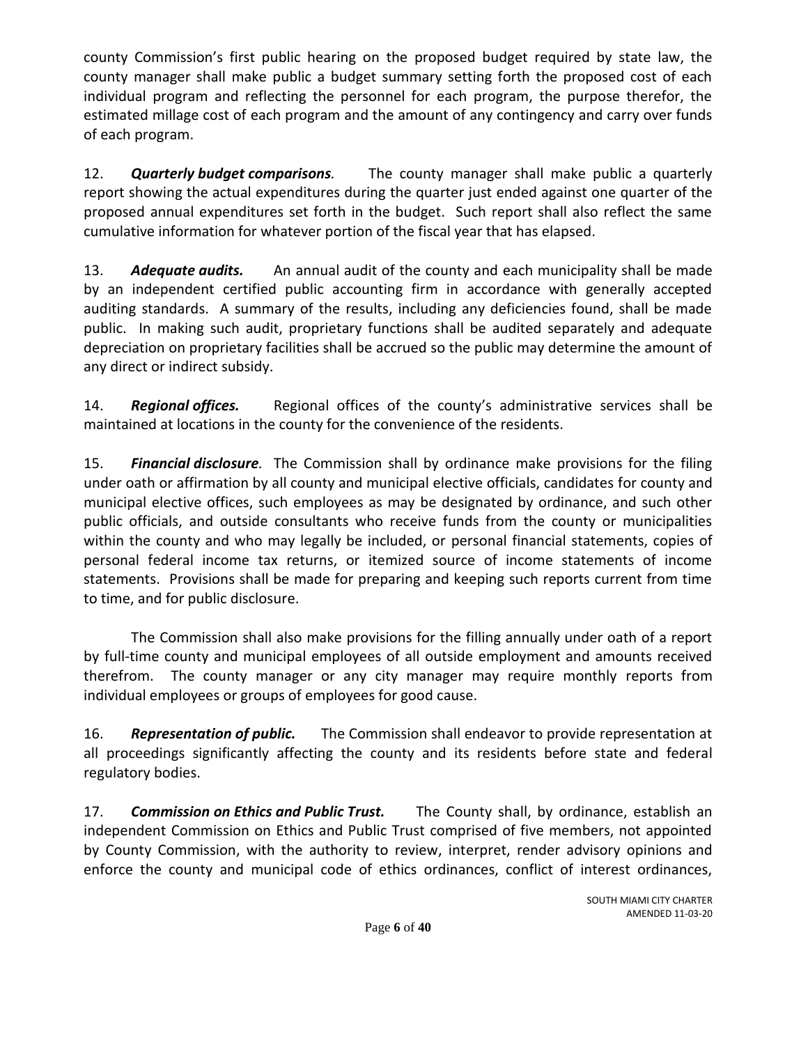county Commission's first public hearing on the proposed budget required by state law, the county manager shall make public a budget summary setting forth the proposed cost of each individual program and reflecting the personnel for each program, the purpose therefor, the estimated millage cost of each program and the amount of any contingency and carry over funds of each program.

12. ***Quarterly budget comparisons.*** The county manager shall make public a quarterly report showing the actual expenditures during the quarter just ended against one quarter of the proposed annual expenditures set forth in the budget. Such report shall also reflect the same cumulative information for whatever portion of the fiscal year that has elapsed.

13. ***Adequate audits.*** An annual audit of the county and each municipality shall be made by an independent certified public accounting firm in accordance with generally accepted auditing standards. A summary of the results, including any deficiencies found, shall be made public. In making such audit, proprietary functions shall be audited separately and adequate depreciation on proprietary facilities shall be accrued so the public may determine the amount of any direct or indirect subsidy.

14. ***Regional offices.*** Regional offices of the county's administrative services shall be maintained at locations in the county for the convenience of the residents.

15. ***Financial disclosure.*** The Commission shall by ordinance make provisions for the filing under oath or affirmation by all county and municipal elective officials, candidates for county and municipal elective offices, such employees as may be designated by ordinance, and such other public officials, and outside consultants who receive funds from the county or municipalities within the county and who may legally be included, or personal financial statements, copies of personal federal income tax returns, or itemized source of income statements of income statements. Provisions shall be made for preparing and keeping such reports current from time to time, and for public disclosure.

The Commission shall also make provisions for the filling annually under oath of a report by full-time county and municipal employees of all outside employment and amounts received therefrom. The county manager or any city manager may require monthly reports from individual employees or groups of employees for good cause.

16. ***Representation of public.*** The Commission shall endeavor to provide representation at all proceedings significantly affecting the county and its residents before state and federal regulatory bodies.

17. ***Commission on Ethics and Public Trust.*** The County shall, by ordinance, establish an independent Commission on Ethics and Public Trust comprised of five members, not appointed by County Commission, with the authority to review, interpret, render advisory opinions and enforce the county and municipal code of ethics ordinances, conflict of interest ordinances,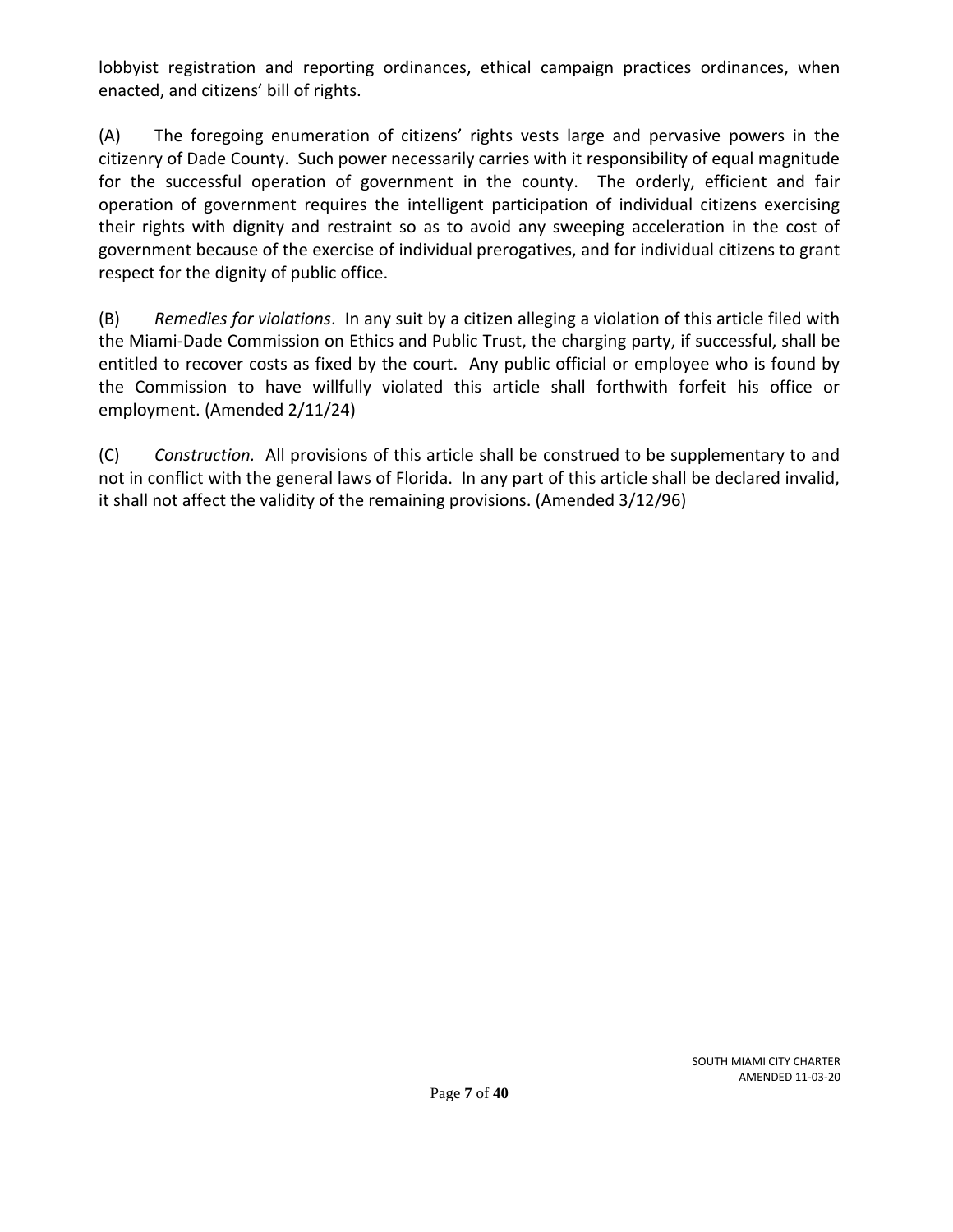lobbyist registration and reporting ordinances, ethical campaign practices ordinances, when enacted, and citizens' bill of rights.

(A) The foregoing enumeration of citizens' rights vests large and pervasive powers in the citizenry of Dade County. Such power necessarily carries with it responsibility of equal magnitude for the successful operation of government in the county. The orderly, efficient and fair operation of government requires the intelligent participation of individual citizens exercising their rights with dignity and restraint so as to avoid any sweeping acceleration in the cost of government because of the exercise of individual prerogatives, and for individual citizens to grant respect for the dignity of public office.

(B) *Remedies for violations*. In any suit by a citizen alleging a violation of this article filed with the Miami-Dade Commission on Ethics and Public Trust, the charging party, if successful, shall be entitled to recover costs as fixed by the court. Any public official or employee who is found by the Commission to have willfully violated this article shall forthwith forfeit his office or employment. (Amended 2/11/24)

(C) *Construction.* All provisions of this article shall be construed to be supplementary to and not in conflict with the general laws of Florida. In any part of this article shall be declared invalid, it shall not affect the validity of the remaining provisions. (Amended 3/12/96)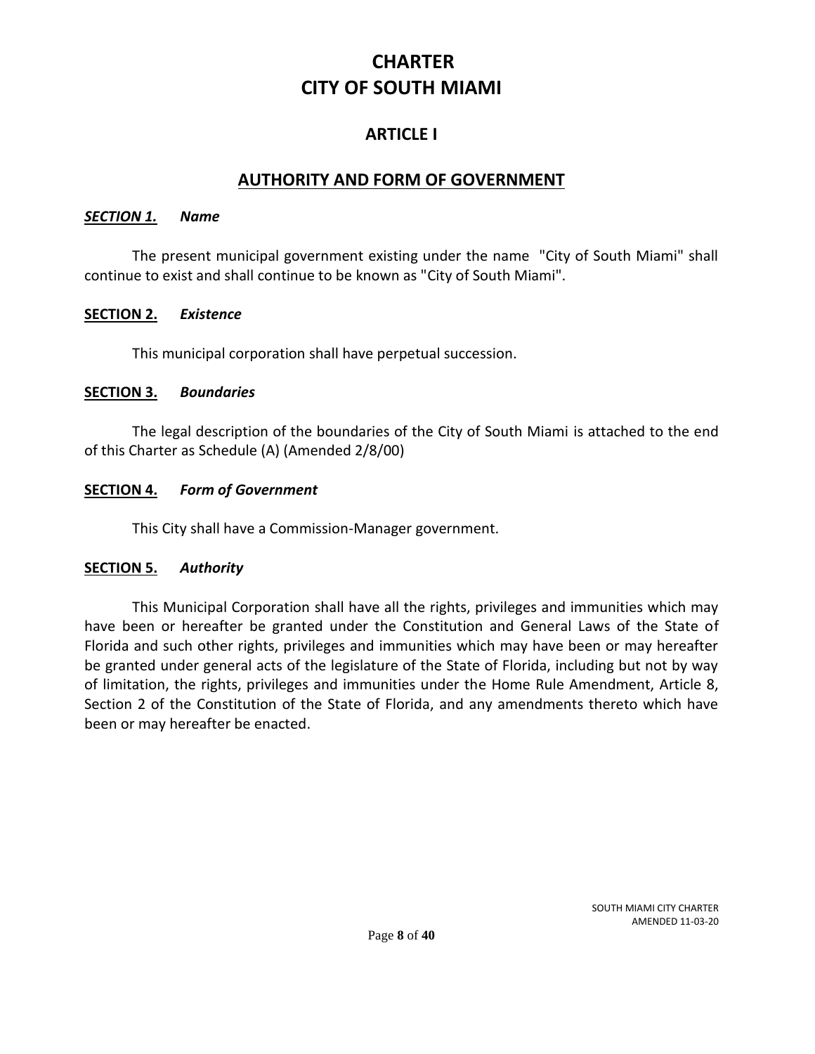# CHARTER
# CITY OF SOUTH MIAMI

## ARTICLE I

## AUTHORITY AND FORM OF GOVERNMENT

***SECTION 1.*** ***Name***

The present municipal government existing under the name "City of South Miami" shall continue to exist and shall continue to be known as "City of South Miami".

**SECTION 2.** ***Existence***

This municipal corporation shall have perpetual succession.

**SECTION 3.** ***Boundaries***

The legal description of the boundaries of the City of South Miami is attached to the end of this Charter as Schedule (A) (Amended 2/8/00)

**SECTION 4.** ***Form of Government***

This City shall have a Commission-Manager government.

**SECTION 5.** ***Authority***

This Municipal Corporation shall have all the rights, privileges and immunities which may have been or hereafter be granted under the Constitution and General Laws of the State of Florida and such other rights, privileges and immunities which may have been or may hereafter be granted under general acts of the legislature of the State of Florida, including but not by way of limitation, the rights, privileges and immunities under the Home Rule Amendment, Article 8, Section 2 of the Constitution of the State of Florida, and any amendments thereto which have been or may hereafter be enacted.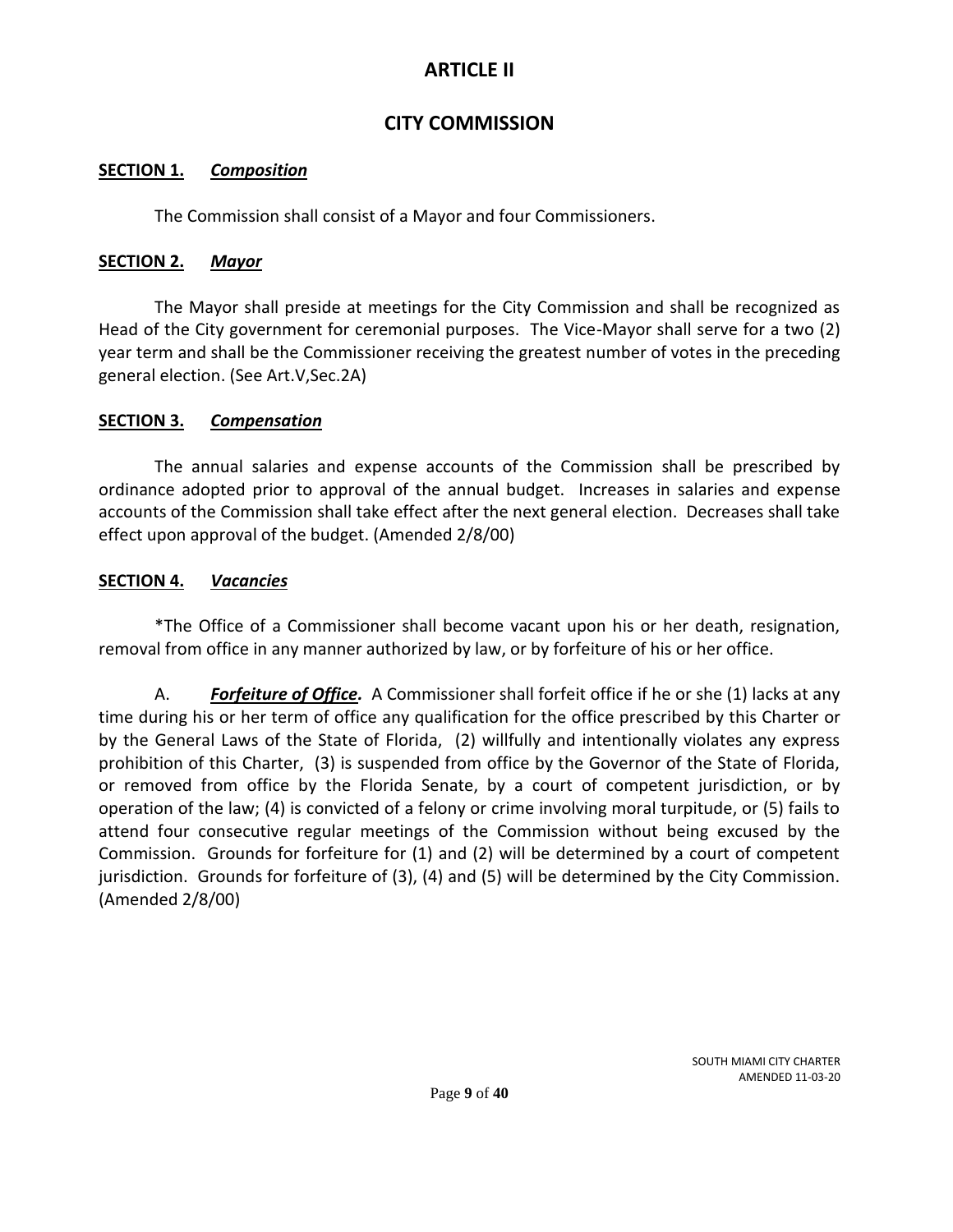# ARTICLE II

## CITY COMMISSION

**SECTION 1.** ***Composition***

The Commission shall consist of a Mayor and four Commissioners.

**SECTION 2.** ***Mayor***

The Mayor shall preside at meetings for the City Commission and shall be recognized as Head of the City government for ceremonial purposes. The Vice-Mayor shall serve for a two (2) year term and shall be the Commissioner receiving the greatest number of votes in the preceding general election. (See Art.V,Sec.2A)

**SECTION 3.** ***Compensation***

The annual salaries and expense accounts of the Commission shall be prescribed by ordinance adopted prior to approval of the annual budget. Increases in salaries and expense accounts of the Commission shall take effect after the next general election. Decreases shall take effect upon approval of the budget. (Amended 2/8/00)

**SECTION 4.** ***Vacancies***

*The Office of a Commissioner shall become vacant upon his or her death, resignation, removal from office in any manner authorized by law, or by forfeiture of his or her office.

A. ***Forfeiture of Office.*** A Commissioner shall forfeit office if he or she (1) lacks at any time during his or her term of office any qualification for the office prescribed by this Charter or by the General Laws of the State of Florida, (2) willfully and intentionally violates any express prohibition of this Charter, (3) is suspended from office by the Governor of the State of Florida, or removed from office by the Florida Senate, by a court of competent jurisdiction, or by operation of the law; (4) is convicted of a felony or crime involving moral turpitude, or (5) fails to attend four consecutive regular meetings of the Commission without being excused by the Commission. Grounds for forfeiture for (1) and (2) will be determined by a court of competent jurisdiction. Grounds for forfeiture of (3), (4) and (5) will be determined by the City Commission. (Amended 2/8/00)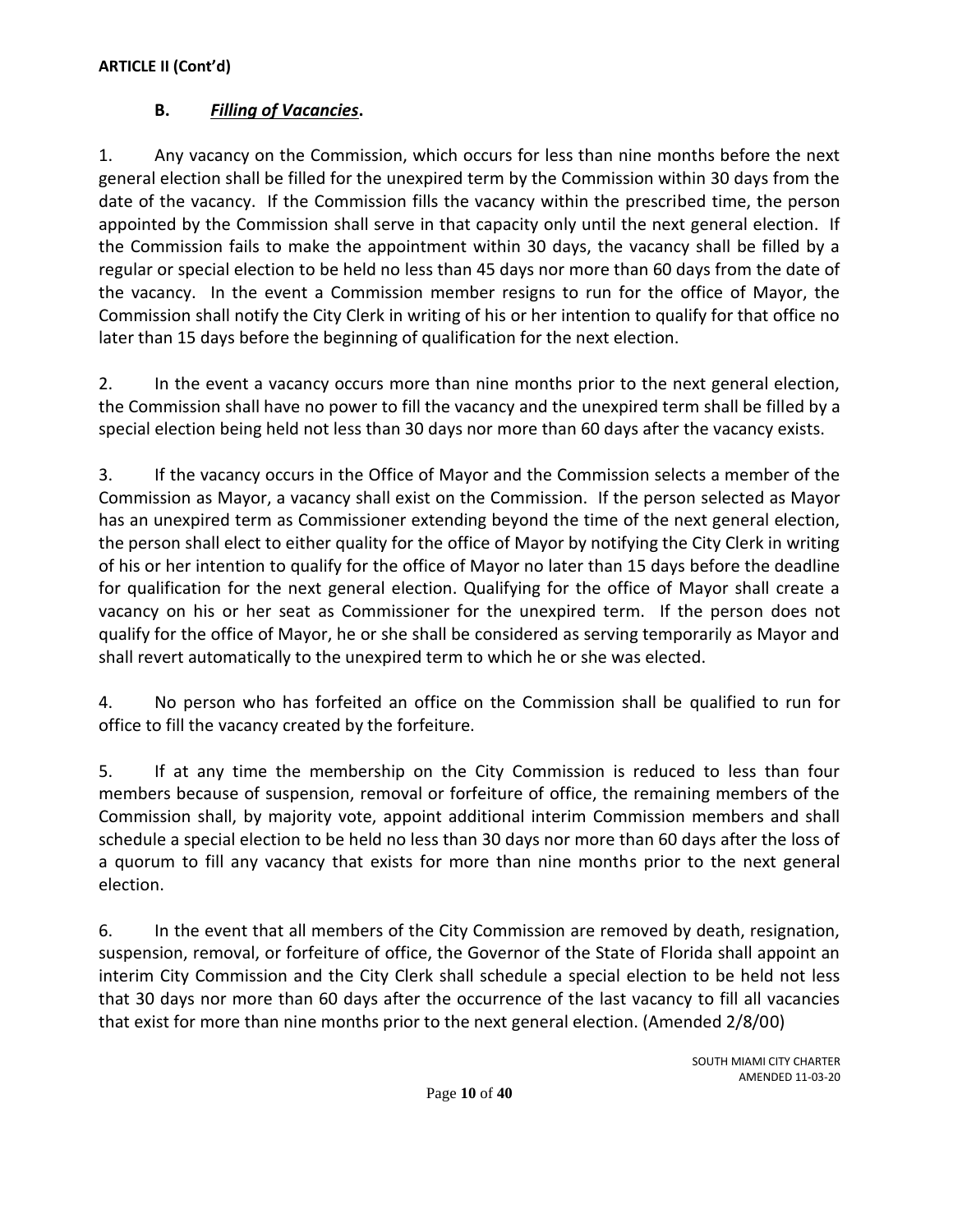**ARTICLE II (Cont'd)**

**B. *Filling of Vacancies*.**

1. Any vacancy on the Commission, which occurs for less than nine months before the next general election shall be filled for the unexpired term by the Commission within 30 days from the date of the vacancy. If the Commission fills the vacancy within the prescribed time, the person appointed by the Commission shall serve in that capacity only until the next general election. If the Commission fails to make the appointment within 30 days, the vacancy shall be filled by a regular or special election to be held no less than 45 days nor more than 60 days from the date of the vacancy. In the event a Commission member resigns to run for the office of Mayor, the Commission shall notify the City Clerk in writing of his or her intention to qualify for that office no later than 15 days before the beginning of qualification for the next election.

2. In the event a vacancy occurs more than nine months prior to the next general election, the Commission shall have no power to fill the vacancy and the unexpired term shall be filled by a special election being held not less than 30 days nor more than 60 days after the vacancy exists.

3. If the vacancy occurs in the Office of Mayor and the Commission selects a member of the Commission as Mayor, a vacancy shall exist on the Commission. If the person selected as Mayor has an unexpired term as Commissioner extending beyond the time of the next general election, the person shall elect to either quality for the office of Mayor by notifying the City Clerk in writing of his or her intention to qualify for the office of Mayor no later than 15 days before the deadline for qualification for the next general election. Qualifying for the office of Mayor shall create a vacancy on his or her seat as Commissioner for the unexpired term. If the person does not qualify for the office of Mayor, he or she shall be considered as serving temporarily as Mayor and shall revert automatically to the unexpired term to which he or she was elected.

4. No person who has forfeited an office on the Commission shall be qualified to run for office to fill the vacancy created by the forfeiture.

5. If at any time the membership on the City Commission is reduced to less than four members because of suspension, removal or forfeiture of office, the remaining members of the Commission shall, by majority vote, appoint additional interim Commission members and shall schedule a special election to be held no less than 30 days nor more than 60 days after the loss of a quorum to fill any vacancy that exists for more than nine months prior to the next general election.

6. In the event that all members of the City Commission are removed by death, resignation, suspension, removal, or forfeiture of office, the Governor of the State of Florida shall appoint an interim City Commission and the City Clerk shall schedule a special election to be held not less that 30 days nor more than 60 days after the occurrence of the last vacancy to fill all vacancies that exist for more than nine months prior to the next general election. (Amended 2/8/00)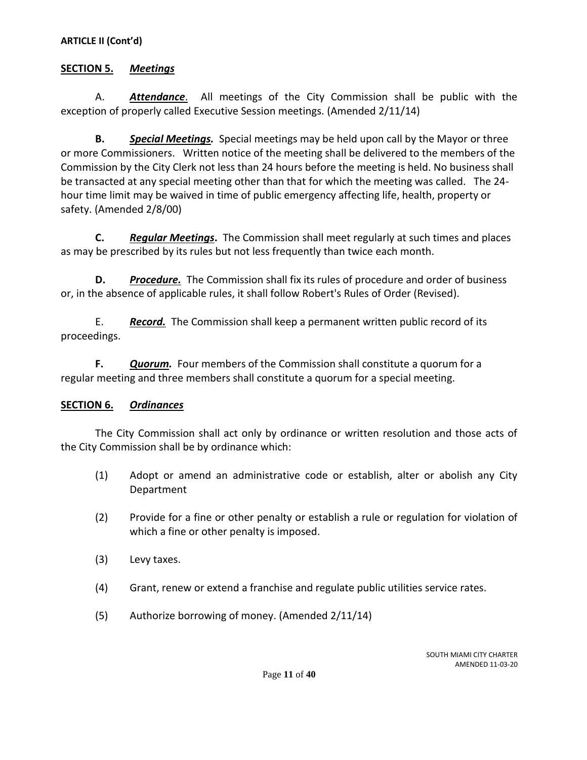**ARTICLE II (Cont'd)**

**SECTION 5.** ***Meetings***

A. ***Attendance***. All meetings of the City Commission shall be public with the exception of properly called Executive Session meetings. (Amended 2/11/14)

**B.** ***Special Meetings.*** Special meetings may be held upon call by the Mayor or three or more Commissioners. Written notice of the meeting shall be delivered to the members of the Commission by the City Clerk not less than 24 hours before the meeting is held. No business shall be transacted at any special meeting other than that for which the meeting was called. The 24-hour time limit may be waived in time of public emergency affecting life, health, property or safety. (Amended 2/8/00)

**C.** ***Regular Meetings*****.** The Commission shall meet regularly at such times and places as may be prescribed by its rules but not less frequently than twice each month.

**D.** ***Procedure.*** The Commission shall fix its rules of procedure and order of business or, in the absence of applicable rules, it shall follow Robert's Rules of Order (Revised).

E. ***Record.*** The Commission shall keep a permanent written public record of its proceedings.

**F.** ***Quorum.*** Four members of the Commission shall constitute a quorum for a regular meeting and three members shall constitute a quorum for a special meeting.

**SECTION 6.** ***Ordinances***

The City Commission shall act only by ordinance or written resolution and those acts of the City Commission shall be by ordinance which:

(1) Adopt or amend an administrative code or establish, alter or abolish any City Department

(2) Provide for a fine or other penalty or establish a rule or regulation for violation of which a fine or other penalty is imposed.

(3) Levy taxes.

(4) Grant, renew or extend a franchise and regulate public utilities service rates.

(5) Authorize borrowing of money. (Amended 2/11/14)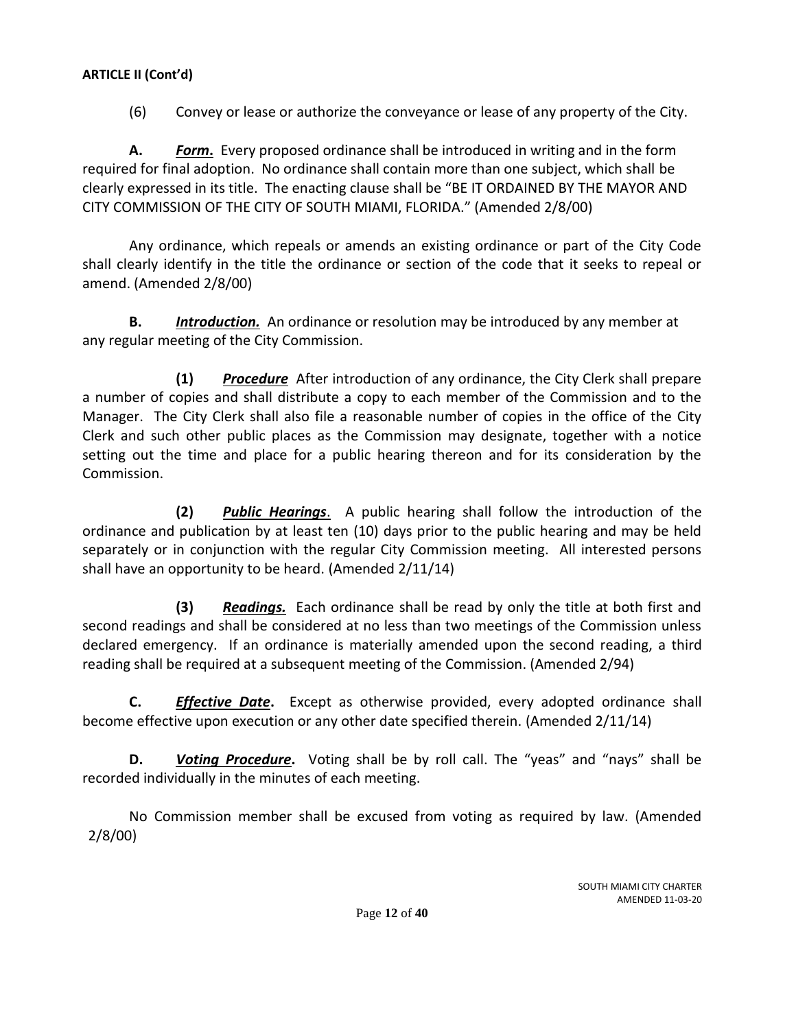**ARTICLE II (Cont'd)**

(6) Convey or lease or authorize the conveyance or lease of any property of the City.

**A.** ***Form.*** Every proposed ordinance shall be introduced in writing and in the form required for final adoption. No ordinance shall contain more than one subject, which shall be clearly expressed in its title. The enacting clause shall be "BE IT ORDAINED BY THE MAYOR AND CITY COMMISSION OF THE CITY OF SOUTH MIAMI, FLORIDA." (Amended 2/8/00)

Any ordinance, which repeals or amends an existing ordinance or part of the City Code shall clearly identify in the title the ordinance or section of the code that it seeks to repeal or amend. (Amended 2/8/00)

**B.** ***Introduction.*** An ordinance or resolution may be introduced by any member at any regular meeting of the City Commission.

**(1)** ***Procedure*** After introduction of any ordinance, the City Clerk shall prepare a number of copies and shall distribute a copy to each member of the Commission and to the Manager. The City Clerk shall also file a reasonable number of copies in the office of the City Clerk and such other public places as the Commission may designate, together with a notice setting out the time and place for a public hearing thereon and for its consideration by the Commission.

**(2)** ***Public Hearings***. A public hearing shall follow the introduction of the ordinance and publication by at least ten (10) days prior to the public hearing and may be held separately or in conjunction with the regular City Commission meeting. All interested persons shall have an opportunity to be heard. (Amended 2/11/14)

**(3)** ***Readings.*** Each ordinance shall be read by only the title at both first and second readings and shall be considered at no less than two meetings of the Commission unless declared emergency. If an ordinance is materially amended upon the second reading, a third reading shall be required at a subsequent meeting of the Commission. (Amended 2/94)

**C.** ***Effective Date*****.** Except as otherwise provided, every adopted ordinance shall become effective upon execution or any other date specified therein. (Amended 2/11/14)

**D.** ***Voting Procedure*****.** Voting shall be by roll call. The "yeas" and "nays" shall be recorded individually in the minutes of each meeting.

No Commission member shall be excused from voting as required by law. (Amended 2/8/00)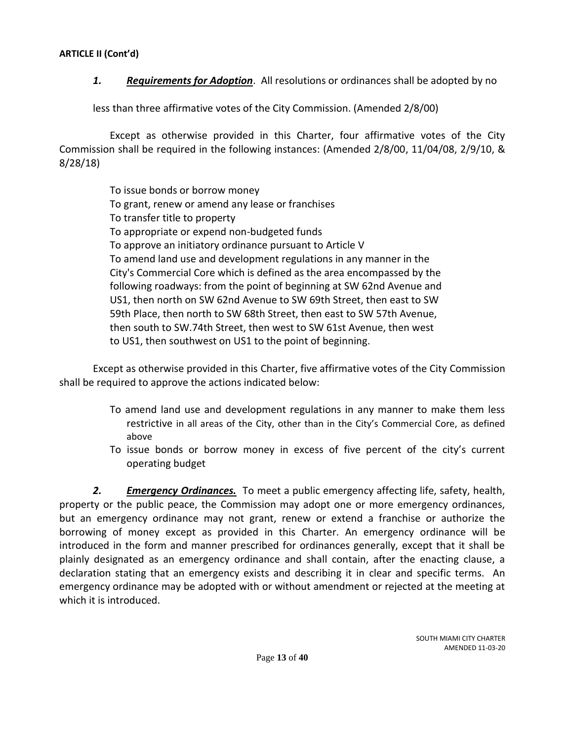**ARTICLE II (Cont'd)**

***1. Requirements for Adoption***. All resolutions or ordinances shall be adopted by no less than three affirmative votes of the City Commission. (Amended 2/8/00)

Except as otherwise provided in this Charter, four affirmative votes of the City Commission shall be required in the following instances: (Amended 2/8/00, 11/04/08, 2/9/10, & 8/28/18)

To issue bonds or borrow money
To grant, renew or amend any lease or franchises
To transfer title to property
To appropriate or expend non-budgeted funds
To approve an initiatory ordinance pursuant to Article V
To amend land use and development regulations in any manner in the City's Commercial Core which is defined as the area encompassed by the following roadways: from the point of beginning at SW 62nd Avenue and US1, then north on SW 62nd Avenue to SW 69th Street, then east to SW 59th Place, then north to SW 68th Street, then east to SW 57th Avenue, then south to SW.74th Street, then west to SW 61st Avenue, then west to US1, then southwest on US1 to the point of beginning.

Except as otherwise provided in this Charter, five affirmative votes of the City Commission shall be required to approve the actions indicated below:

- To amend land use and development regulations in any manner to make them less restrictive in all areas of the City, other than in the City's Commercial Core, as defined above
- To issue bonds or borrow money in excess of five percent of the city's current operating budget

***2. Emergency Ordinances.*** To meet a public emergency affecting life, safety, health, property or the public peace, the Commission may adopt one or more emergency ordinances, but an emergency ordinance may not grant, renew or extend a franchise or authorize the borrowing of money except as provided in this Charter. An emergency ordinance will be introduced in the form and manner prescribed for ordinances generally, except that it shall be plainly designated as an emergency ordinance and shall contain, after the enacting clause, a declaration stating that an emergency exists and describing it in clear and specific terms. An emergency ordinance may be adopted with or without amendment or rejected at the meeting at which it is introduced.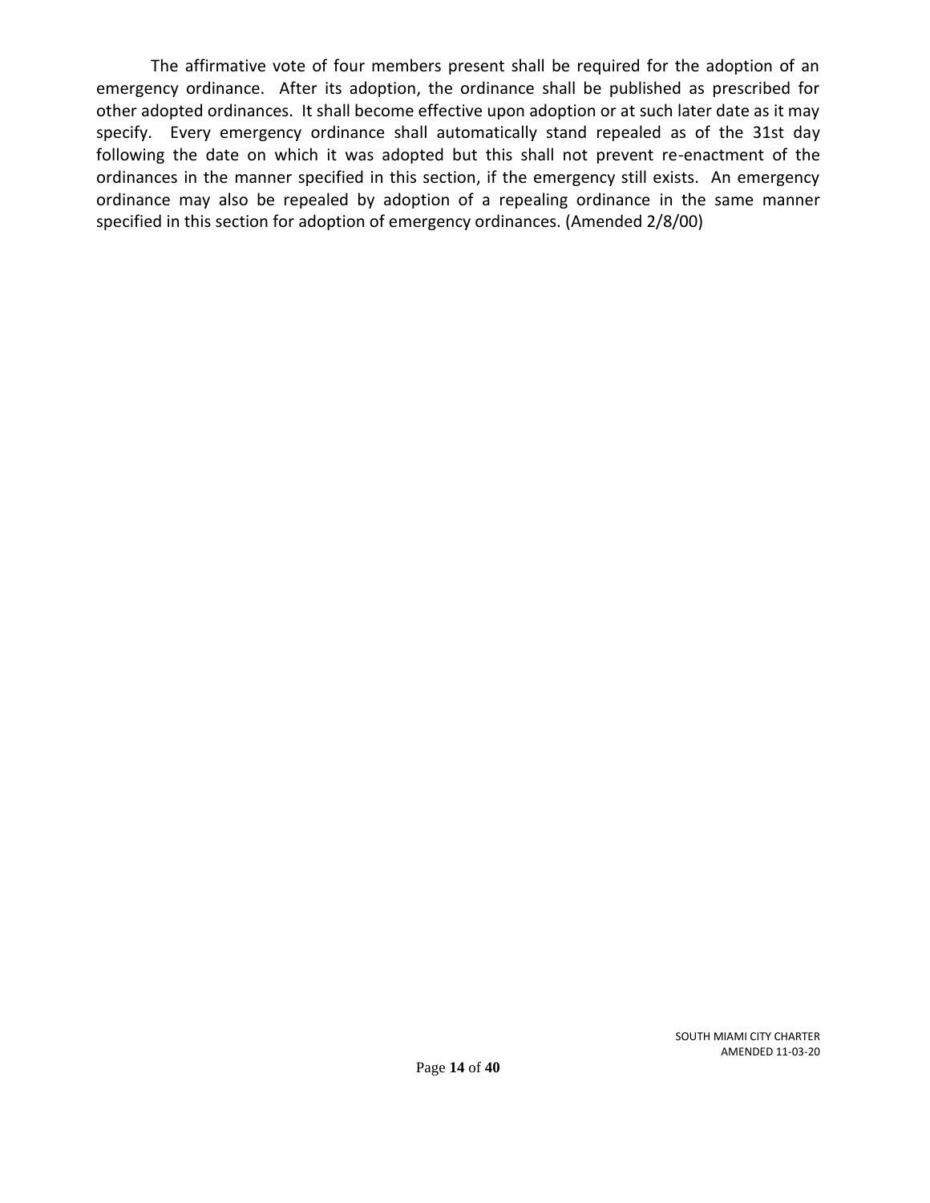The affirmative vote of four members present shall be required for the adoption of an emergency ordinance. After its adoption, the ordinance shall be published as prescribed for other adopted ordinances. It shall become effective upon adoption or at such later date as it may specify. Every emergency ordinance shall automatically stand repealed as of the 31st day following the date on which it was adopted but this shall not prevent re-enactment of the ordinances in the manner specified in this section, if the emergency still exists. An emergency ordinance may also be repealed by adoption of a repealing ordinance in the same manner specified in this section for adoption of emergency ordinances. (Amended 2/8/00)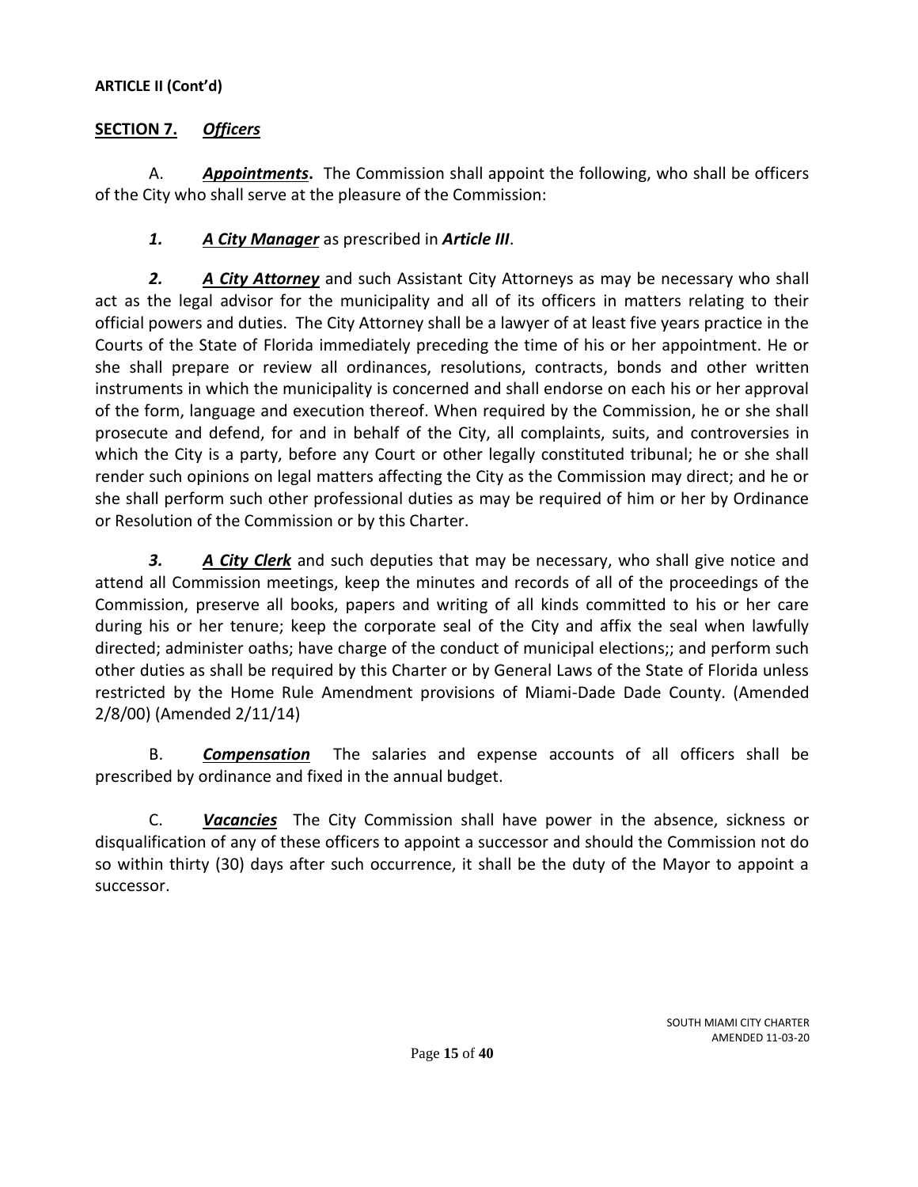**ARTICLE II (Cont'd)**

**SECTION 7.** ***Officers***

A. ***Appointments*.** The Commission shall appoint the following, who shall be officers of the City who shall serve at the pleasure of the Commission:

*1.* ***A City Manager*** as prescribed in ***Article III***.

*2.* ***A City Attorney*** and such Assistant City Attorneys as may be necessary who shall act as the legal advisor for the municipality and all of its officers in matters relating to their official powers and duties. The City Attorney shall be a lawyer of at least five years practice in the Courts of the State of Florida immediately preceding the time of his or her appointment. He or she shall prepare or review all ordinances, resolutions, contracts, bonds and other written instruments in which the municipality is concerned and shall endorse on each his or her approval of the form, language and execution thereof. When required by the Commission, he or she shall prosecute and defend, for and in behalf of the City, all complaints, suits, and controversies in which the City is a party, before any Court or other legally constituted tribunal; he or she shall render such opinions on legal matters affecting the City as the Commission may direct; and he or she shall perform such other professional duties as may be required of him or her by Ordinance or Resolution of the Commission or by this Charter.

*3.* ***A City Clerk*** and such deputies that may be necessary, who shall give notice and attend all Commission meetings, keep the minutes and records of all of the proceedings of the Commission, preserve all books, papers and writing of all kinds committed to his or her care during his or her tenure; keep the corporate seal of the City and affix the seal when lawfully directed; administer oaths; have charge of the conduct of municipal elections;; and perform such other duties as shall be required by this Charter or by General Laws of the State of Florida unless restricted by the Home Rule Amendment provisions of Miami-Dade Dade County. (Amended 2/8/00) (Amended 2/11/14)

B. ***Compensation*** The salaries and expense accounts of all officers shall be prescribed by ordinance and fixed in the annual budget.

C. ***Vacancies*** The City Commission shall have power in the absence, sickness or disqualification of any of these officers to appoint a successor and should the Commission not do so within thirty (30) days after such occurrence, it shall be the duty of the Mayor to appoint a successor.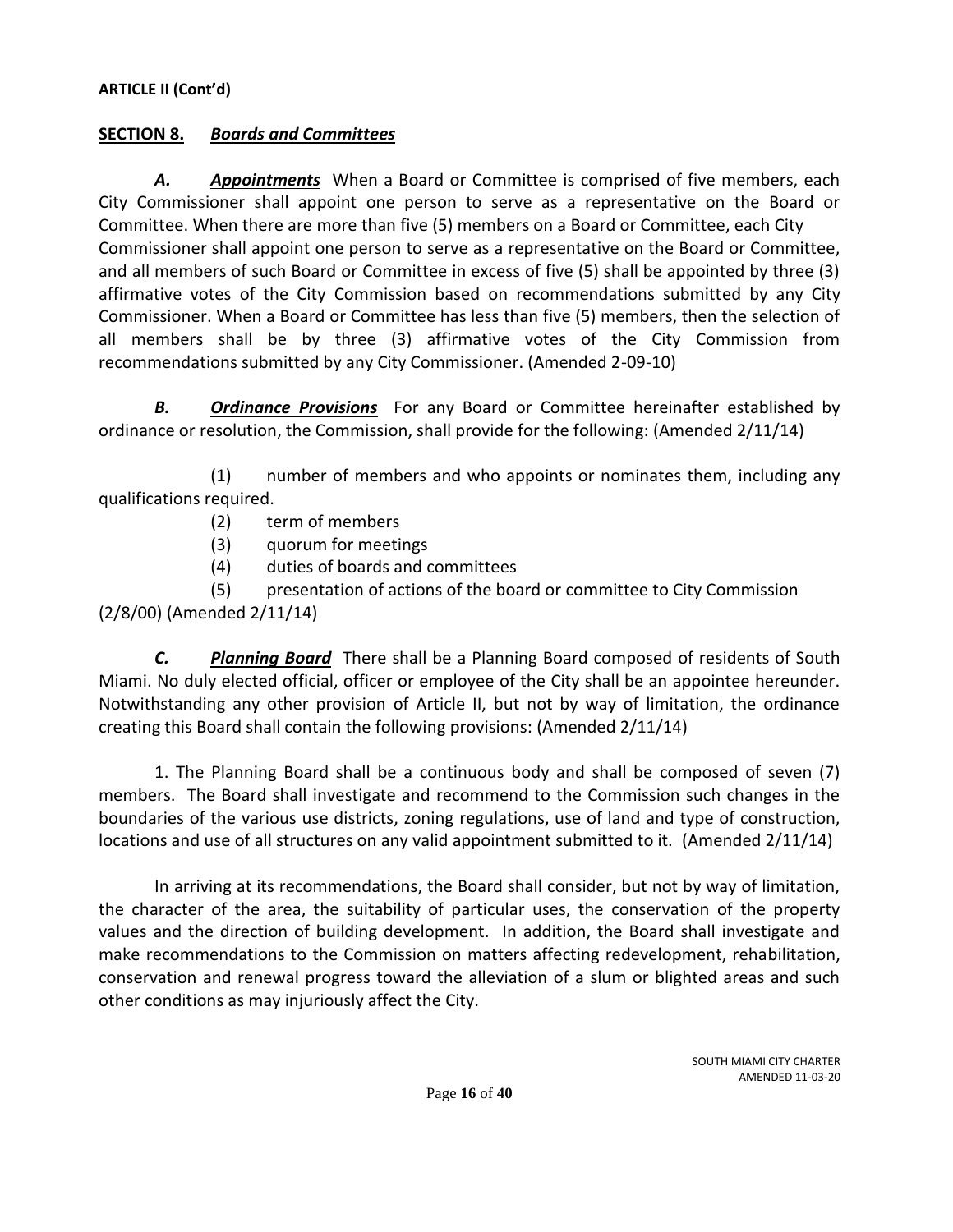**ARTICLE II (Cont'd)**

## SECTION 8. *Boards and Committees*

***A. Appointments*** When a Board or Committee is comprised of five members, each City Commissioner shall appoint one person to serve as a representative on the Board or Committee. When there are more than five (5) members on a Board or Committee, each City Commissioner shall appoint one person to serve as a representative on the Board or Committee, and all members of such Board or Committee in excess of five (5) shall be appointed by three (3) affirmative votes of the City Commission based on recommendations submitted by any City Commissioner. When a Board or Committee has less than five (5) members, then the selection of all members shall be by three (3) affirmative votes of the City Commission from recommendations submitted by any City Commissioner. (Amended 2-09-10)

***B. Ordinance Provisions*** For any Board or Committee hereinafter established by ordinance or resolution, the Commission, shall provide for the following: (Amended 2/11/14)

(1) number of members and who appoints or nominates them, including any qualifications required.
(2) term of members
(3) quorum for meetings
(4) duties of boards and committees
(5) presentation of actions of the board or committee to City Commission

(2/8/00) (Amended 2/11/14)

***C. Planning Board*** There shall be a Planning Board composed of residents of South Miami. No duly elected official, officer or employee of the City shall be an appointee hereunder. Notwithstanding any other provision of Article II, but not by way of limitation, the ordinance creating this Board shall contain the following provisions: (Amended 2/11/14)

1. The Planning Board shall be a continuous body and shall be composed of seven (7) members. The Board shall investigate and recommend to the Commission such changes in the boundaries of the various use districts, zoning regulations, use of land and type of construction, locations and use of all structures on any valid appointment submitted to it. (Amended 2/11/14)

In arriving at its recommendations, the Board shall consider, but not by way of limitation, the character of the area, the suitability of particular uses, the conservation of the property values and the direction of building development. In addition, the Board shall investigate and make recommendations to the Commission on matters affecting redevelopment, rehabilitation, conservation and renewal progress toward the alleviation of a slum or blighted areas and such other conditions as may injuriously affect the City.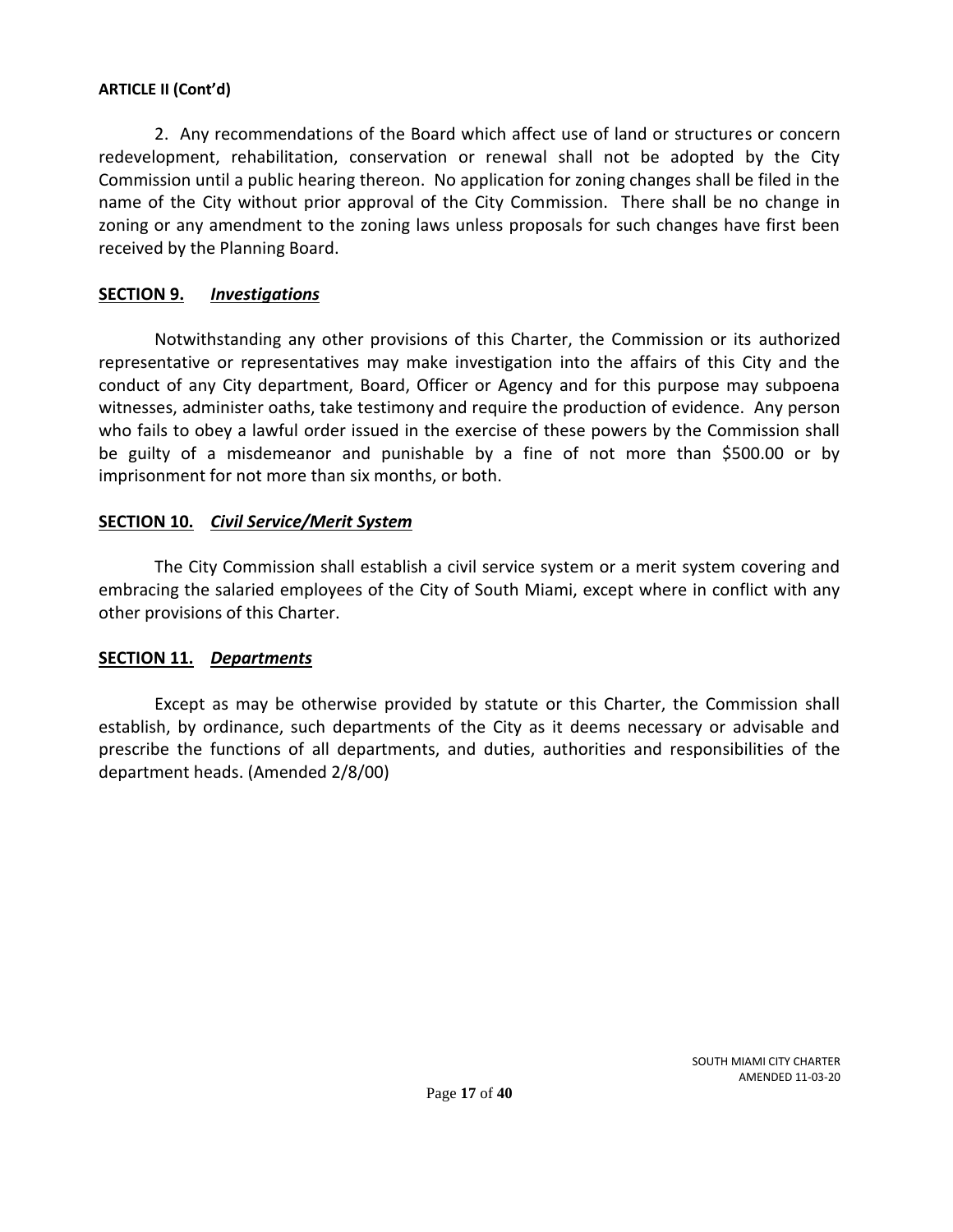**ARTICLE II (Cont'd)**

2. Any recommendations of the Board which affect use of land or structures or concern redevelopment, rehabilitation, conservation or renewal shall not be adopted by the City Commission until a public hearing thereon. No application for zoning changes shall be filed in the name of the City without prior approval of the City Commission. There shall be no change in zoning or any amendment to the zoning laws unless proposals for such changes have first been received by the Planning Board.

## **SECTION 9.** ***Investigations***

Notwithstanding any other provisions of this Charter, the Commission or its authorized representative or representatives may make investigation into the affairs of this City and the conduct of any City department, Board, Officer or Agency and for this purpose may subpoena witnesses, administer oaths, take testimony and require the production of evidence. Any person who fails to obey a lawful order issued in the exercise of these powers by the Commission shall be guilty of a misdemeanor and punishable by a fine of not more than $500.00 or by imprisonment for not more than six months, or both.

## **SECTION 10.** ***Civil Service/Merit System***

The City Commission shall establish a civil service system or a merit system covering and embracing the salaried employees of the City of South Miami, except where in conflict with any other provisions of this Charter.

## **SECTION 11.** ***Departments***

Except as may be otherwise provided by statute or this Charter, the Commission shall establish, by ordinance, such departments of the City as it deems necessary or advisable and prescribe the functions of all departments, and duties, authorities and responsibilities of the department heads. (Amended 2/8/00)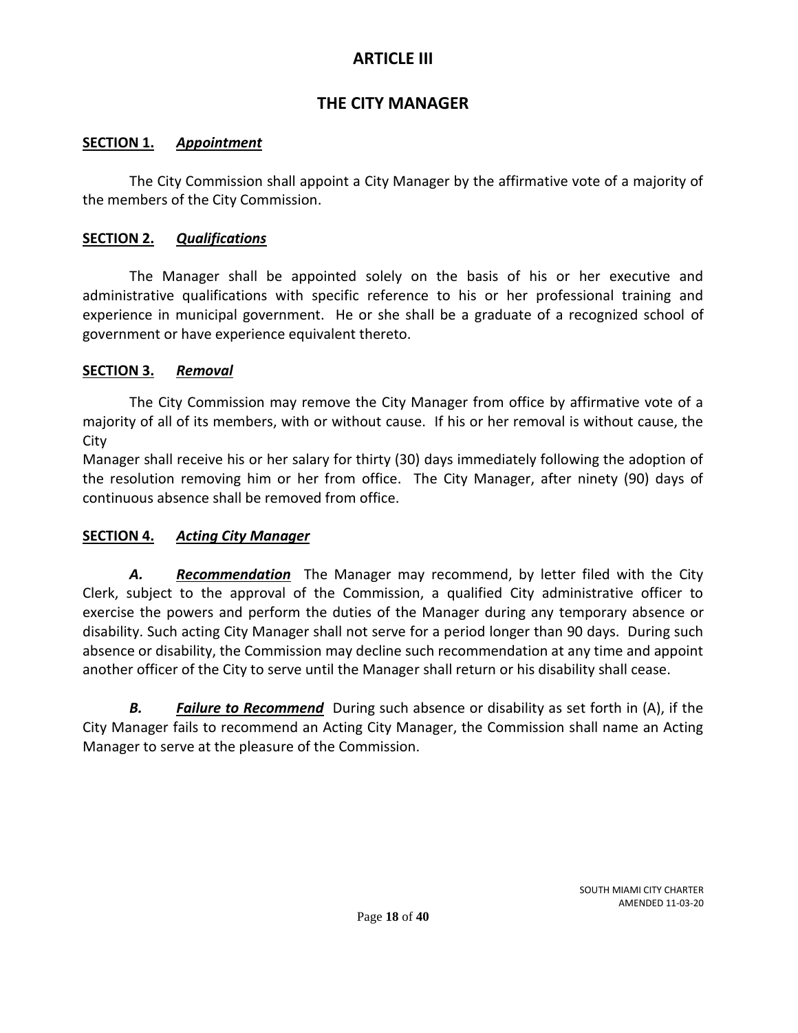# ARTICLE III

## THE CITY MANAGER

**SECTION 1.** ***Appointment***

The City Commission shall appoint a City Manager by the affirmative vote of a majority of the members of the City Commission.

**SECTION 2.** ***Qualifications***

The Manager shall be appointed solely on the basis of his or her executive and administrative qualifications with specific reference to his or her professional training and experience in municipal government. He or she shall be a graduate of a recognized school of government or have experience equivalent thereto.

**SECTION 3.** ***Removal***

The City Commission may remove the City Manager from office by affirmative vote of a majority of all of its members, with or without cause. If his or her removal is without cause, the City Manager shall receive his or her salary for thirty (30) days immediately following the adoption of the resolution removing him or her from office. The City Manager, after ninety (90) days of continuous absence shall be removed from office.

**SECTION 4.** ***Acting City Manager***

***A.*** ***Recommendation*** The Manager may recommend, by letter filed with the City Clerk, subject to the approval of the Commission, a qualified City administrative officer to exercise the powers and perform the duties of the Manager during any temporary absence or disability. Such acting City Manager shall not serve for a period longer than 90 days. During such absence or disability, the Commission may decline such recommendation at any time and appoint another officer of the City to serve until the Manager shall return or his disability shall cease.

***B.*** ***Failure to Recommend*** During such absence or disability as set forth in (A), if the City Manager fails to recommend an Acting City Manager, the Commission shall name an Acting Manager to serve at the pleasure of the Commission.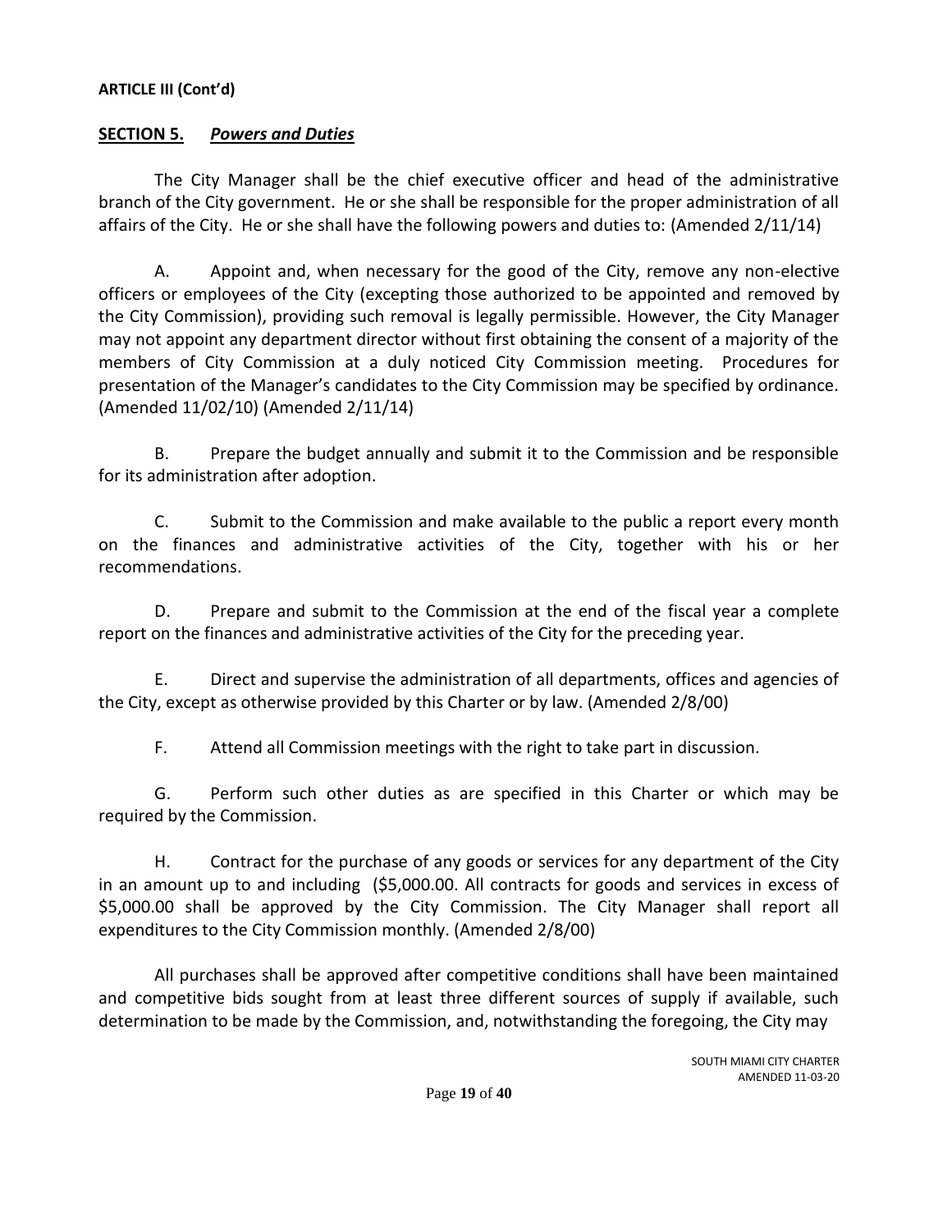**ARTICLE III (Cont'd)**

## **SECTION 5.** ***Powers and Duties***

The City Manager shall be the chief executive officer and head of the administrative branch of the City government. He or she shall be responsible for the proper administration of all affairs of the City. He or she shall have the following powers and duties to: (Amended 2/11/14)

A. Appoint and, when necessary for the good of the City, remove any non-elective officers or employees of the City (excepting those authorized to be appointed and removed by the City Commission), providing such removal is legally permissible. However, the City Manager may not appoint any department director without first obtaining the consent of a majority of the members of City Commission at a duly noticed City Commission meeting. Procedures for presentation of the Manager's candidates to the City Commission may be specified by ordinance. (Amended 11/02/10) (Amended 2/11/14)

B. Prepare the budget annually and submit it to the Commission and be responsible for its administration after adoption.

C. Submit to the Commission and make available to the public a report every month on the finances and administrative activities of the City, together with his or her recommendations.

D. Prepare and submit to the Commission at the end of the fiscal year a complete report on the finances and administrative activities of the City for the preceding year.

E. Direct and supervise the administration of all departments, offices and agencies of the City, except as otherwise provided by this Charter or by law. (Amended 2/8/00)

F. Attend all Commission meetings with the right to take part in discussion.

G. Perform such other duties as are specified in this Charter or which may be required by the Commission.

H. Contract for the purchase of any goods or services for any department of the City in an amount up to and including ($5,000.00. All contracts for goods and services in excess of $5,000.00 shall be approved by the City Commission. The City Manager shall report all expenditures to the City Commission monthly. (Amended 2/8/00)

All purchases shall be approved after competitive conditions shall have been maintained and competitive bids sought from at least three different sources of supply if available, such determination to be made by the Commission, and, notwithstanding the foregoing, the City may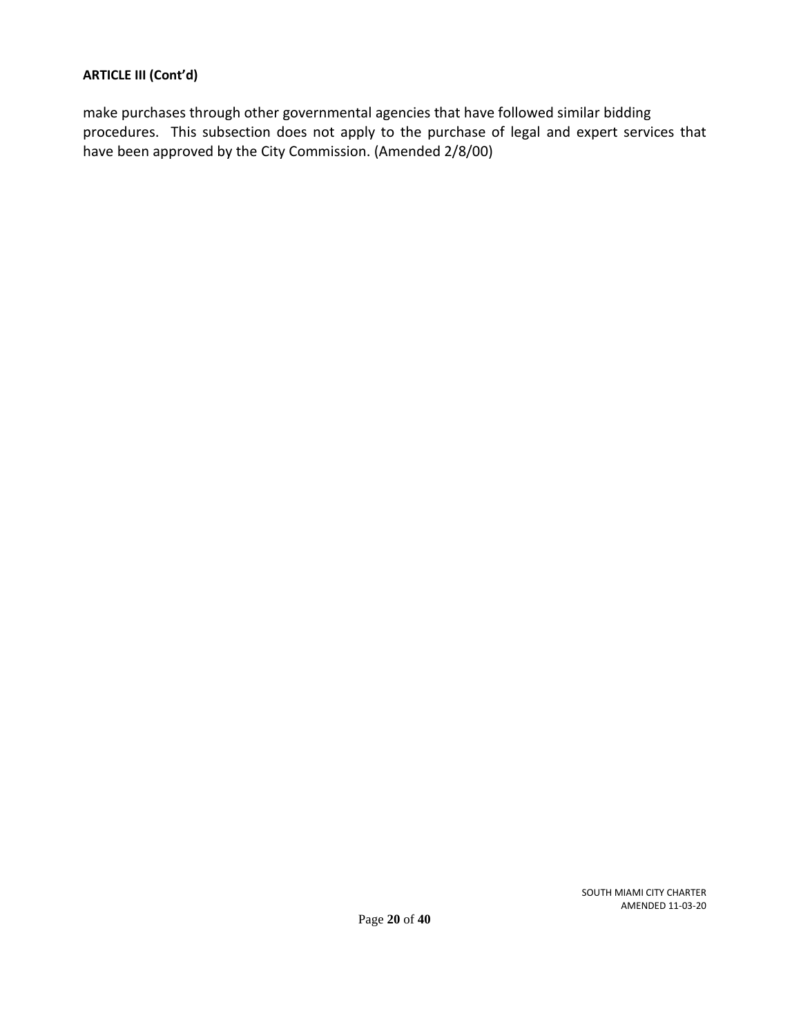**ARTICLE III (Cont'd)**

make purchases through other governmental agencies that have followed similar bidding procedures. This subsection does not apply to the purchase of legal and expert services that have been approved by the City Commission. (Amended 2/8/00)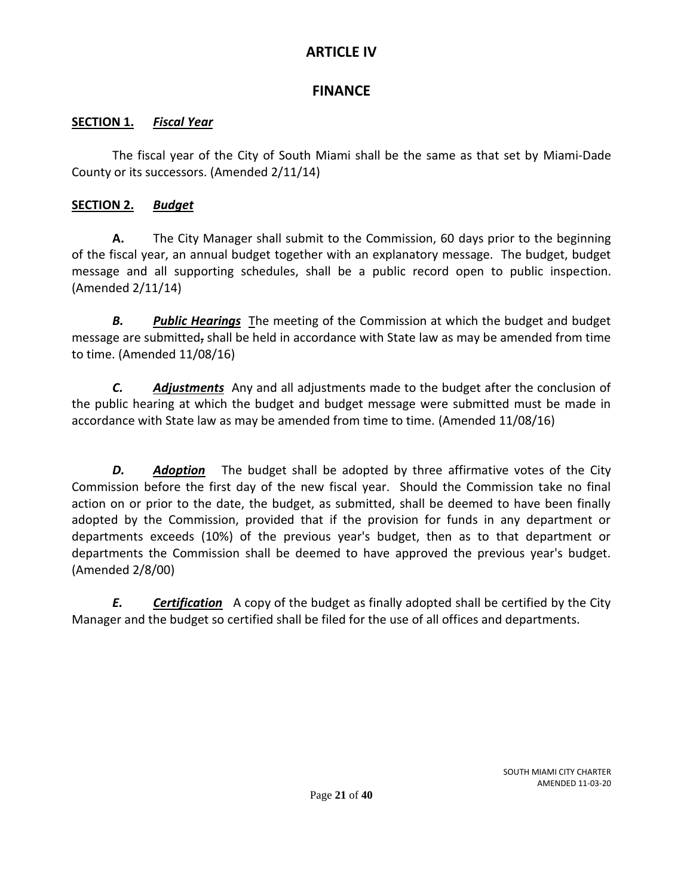# ARTICLE IV

## FINANCE

### SECTION 1. *Fiscal Year*

The fiscal year of the City of South Miami shall be the same as that set by Miami-Dade County or its successors. (Amended 2/11/14)

### SECTION 2. *Budget*

**A.** The City Manager shall submit to the Commission, 60 days prior to the beginning of the fiscal year, an annual budget together with an explanatory message. The budget, budget message and all supporting schedules, shall be a public record open to public inspection. (Amended 2/11/14)

***B.*** ***Public Hearings*** The meeting of the Commission at which the budget and budget message are submitted, shall be held in accordance with State law as may be amended from time to time. (Amended 11/08/16)

***C.*** ***Adjustments*** Any and all adjustments made to the budget after the conclusion of the public hearing at which the budget and budget message were submitted must be made in accordance with State law as may be amended from time to time. (Amended 11/08/16)

***D.*** ***Adoption*** The budget shall be adopted by three affirmative votes of the City Commission before the first day of the new fiscal year. Should the Commission take no final action on or prior to the date, the budget, as submitted, shall be deemed to have been finally adopted by the Commission, provided that if the provision for funds in any department or departments exceeds (10%) of the previous year's budget, then as to that department or departments the Commission shall be deemed to have approved the previous year's budget. (Amended 2/8/00)

***E.*** ***Certification*** A copy of the budget as finally adopted shall be certified by the City Manager and the budget so certified shall be filed for the use of all offices and departments.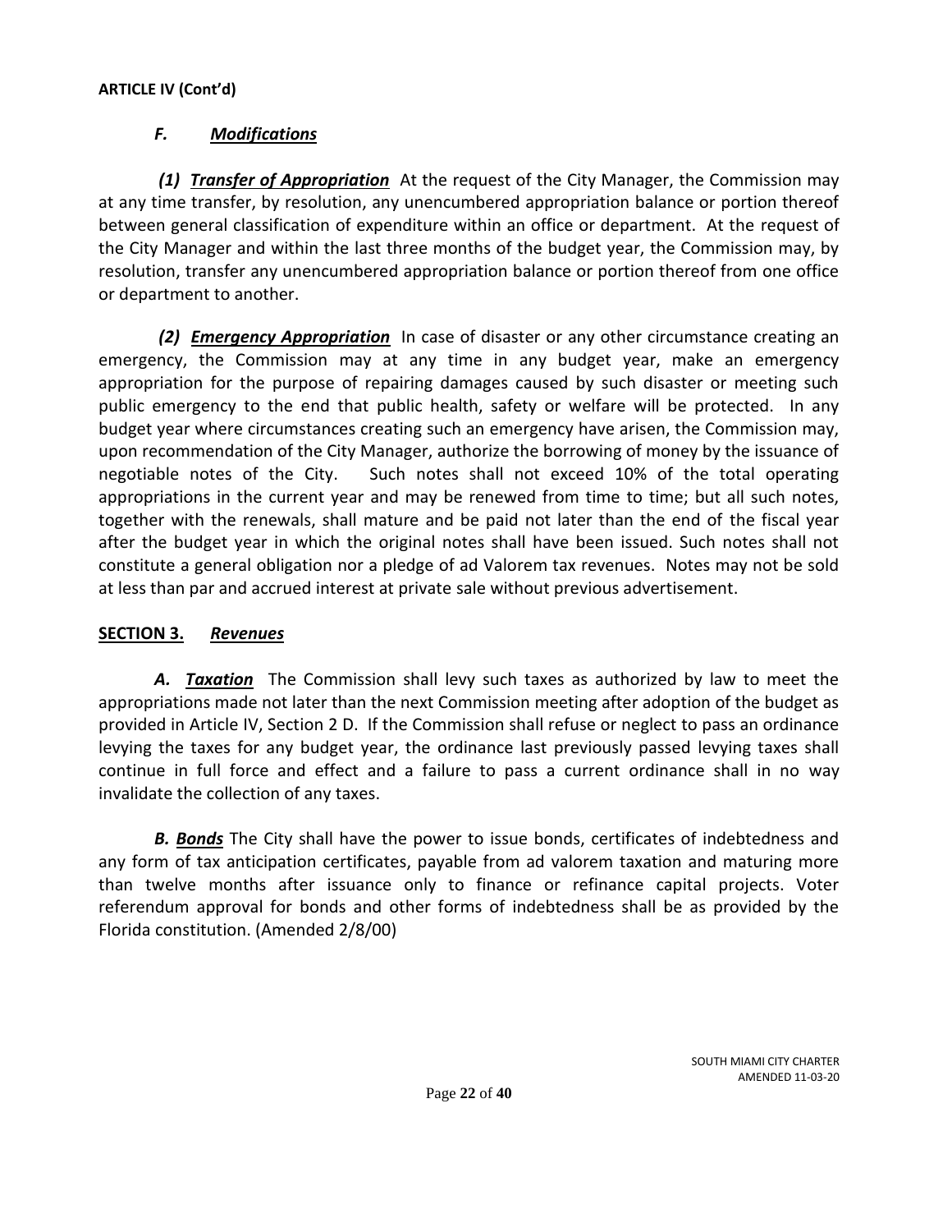**ARTICLE IV (Cont'd)**

### *F. Modifications*

***(1) Transfer of Appropriation*** At the request of the City Manager, the Commission may at any time transfer, by resolution, any unencumbered appropriation balance or portion thereof between general classification of expenditure within an office or department. At the request of the City Manager and within the last three months of the budget year, the Commission may, by resolution, transfer any unencumbered appropriation balance or portion thereof from one office or department to another.

***(2) Emergency Appropriation*** In case of disaster or any other circumstance creating an emergency, the Commission may at any time in any budget year, make an emergency appropriation for the purpose of repairing damages caused by such disaster or meeting such public emergency to the end that public health, safety or welfare will be protected. In any budget year where circumstances creating such an emergency have arisen, the Commission may, upon recommendation of the City Manager, authorize the borrowing of money by the issuance of negotiable notes of the City. Such notes shall not exceed 10% of the total operating appropriations in the current year and may be renewed from time to time; but all such notes, together with the renewals, shall mature and be paid not later than the end of the fiscal year after the budget year in which the original notes shall have been issued. Such notes shall not constitute a general obligation nor a pledge of ad Valorem tax revenues. Notes may not be sold at less than par and accrued interest at private sale without previous advertisement.

## **SECTION 3.** *Revenues*

***A. Taxation*** The Commission shall levy such taxes as authorized by law to meet the appropriations made not later than the next Commission meeting after adoption of the budget as provided in Article IV, Section 2 D. If the Commission shall refuse or neglect to pass an ordinance levying the taxes for any budget year, the ordinance last previously passed levying taxes shall continue in full force and effect and a failure to pass a current ordinance shall in no way invalidate the collection of any taxes.

***B. Bonds*** The City shall have the power to issue bonds, certificates of indebtedness and any form of tax anticipation certificates, payable from ad valorem taxation and maturing more than twelve months after issuance only to finance or refinance capital projects. Voter referendum approval for bonds and other forms of indebtedness shall be as provided by the Florida constitution. (Amended 2/8/00)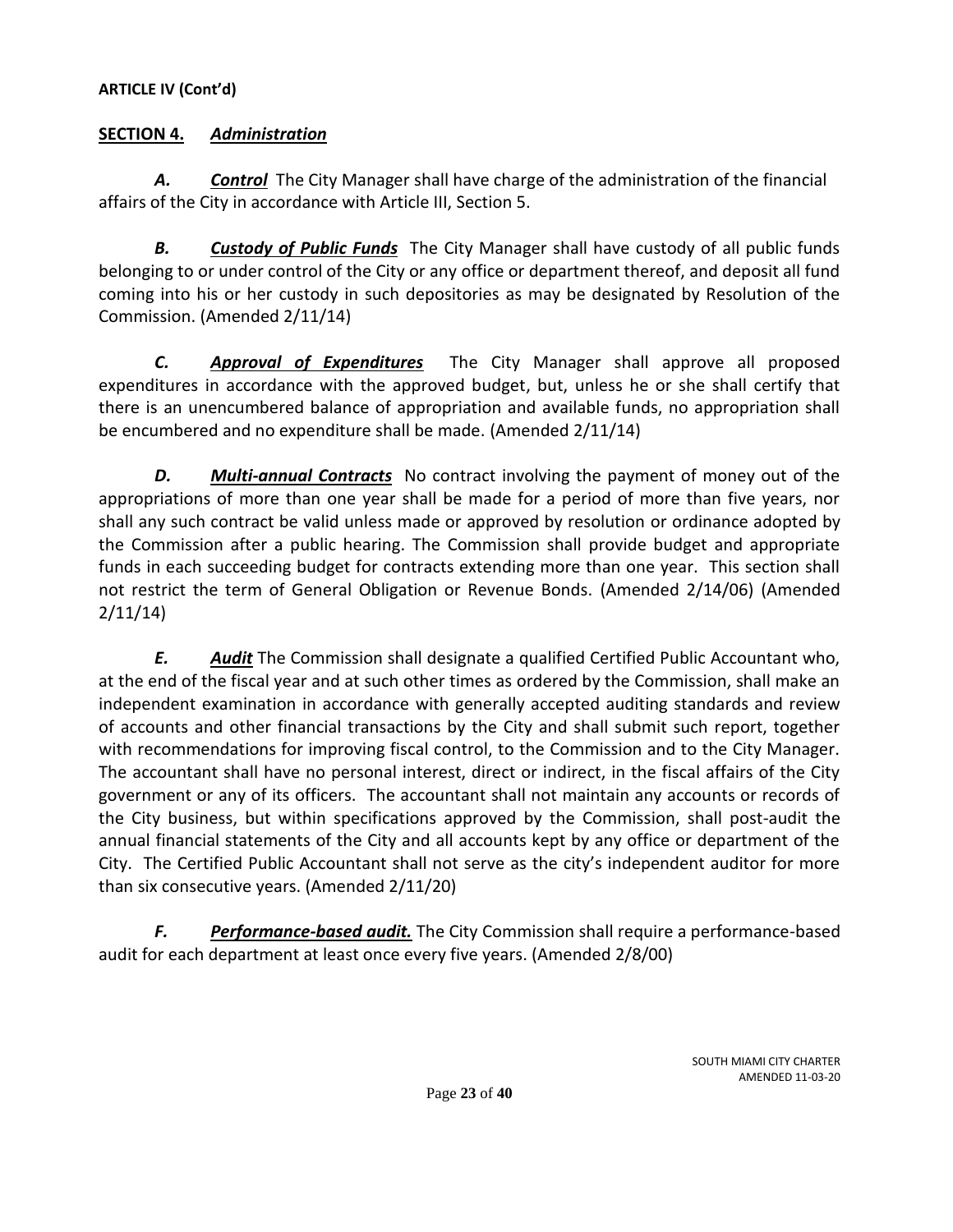**ARTICLE IV (Cont'd)**

## **SECTION 4.** ***Administration***

***A.*** ***Control*** The City Manager shall have charge of the administration of the financial affairs of the City in accordance with Article III, Section 5.

***B.*** ***Custody of Public Funds*** The City Manager shall have custody of all public funds belonging to or under control of the City or any office or department thereof, and deposit all fund coming into his or her custody in such depositories as may be designated by Resolution of the Commission. (Amended 2/11/14)

***C.*** ***Approval of Expenditures*** The City Manager shall approve all proposed expenditures in accordance with the approved budget, but, unless he or she shall certify that there is an unencumbered balance of appropriation and available funds, no appropriation shall be encumbered and no expenditure shall be made. (Amended 2/11/14)

***D.*** ***Multi-annual Contracts*** No contract involving the payment of money out of the appropriations of more than one year shall be made for a period of more than five years, nor shall any such contract be valid unless made or approved by resolution or ordinance adopted by the Commission after a public hearing. The Commission shall provide budget and appropriate funds in each succeeding budget for contracts extending more than one year. This section shall not restrict the term of General Obligation or Revenue Bonds. (Amended 2/14/06) (Amended 2/11/14)

***E.*** ***Audit*** The Commission shall designate a qualified Certified Public Accountant who, at the end of the fiscal year and at such other times as ordered by the Commission, shall make an independent examination in accordance with generally accepted auditing standards and review of accounts and other financial transactions by the City and shall submit such report, together with recommendations for improving fiscal control, to the Commission and to the City Manager. The accountant shall have no personal interest, direct or indirect, in the fiscal affairs of the City government or any of its officers. The accountant shall not maintain any accounts or records of the City business, but within specifications approved by the Commission, shall post-audit the annual financial statements of the City and all accounts kept by any office or department of the City. The Certified Public Accountant shall not serve as the city's independent auditor for more than six consecutive years. (Amended 2/11/20)

***F.*** ***Performance-based audit.*** The City Commission shall require a performance-based audit for each department at least once every five years. (Amended 2/8/00)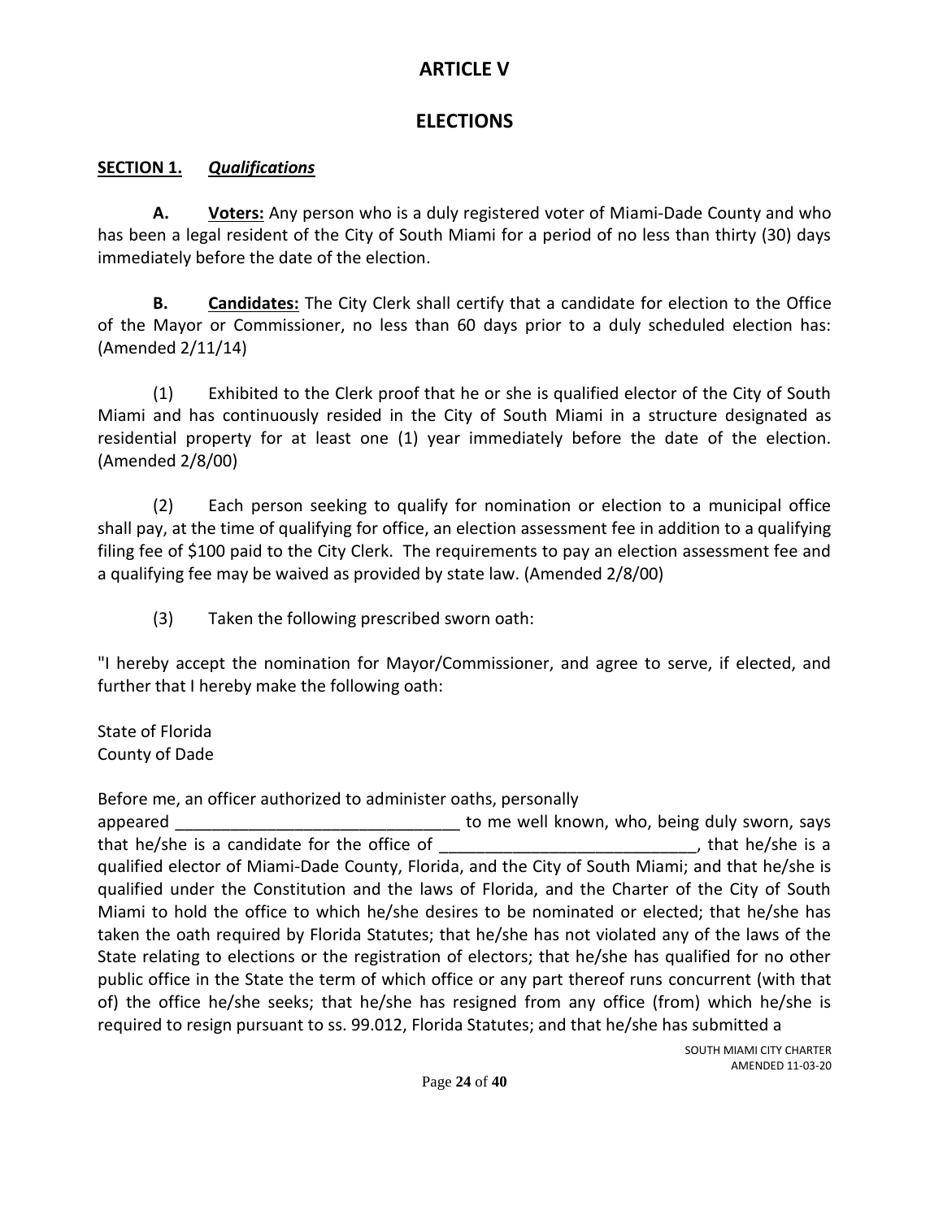# ARTICLE V

## ELECTIONS

**SECTION 1.** ***Qualifications***

**A. Voters:** Any person who is a duly registered voter of Miami-Dade County and who has been a legal resident of the City of South Miami for a period of no less than thirty (30) days immediately before the date of the election.

**B. Candidates:** The City Clerk shall certify that a candidate for election to the Office of the Mayor or Commissioner, no less than 60 days prior to a duly scheduled election has: (Amended 2/11/14)

(1) Exhibited to the Clerk proof that he or she is qualified elector of the City of South Miami and has continuously resided in the City of South Miami in a structure designated as residential property for at least one (1) year immediately before the date of the election. (Amended 2/8/00)

(2) Each person seeking to qualify for nomination or election to a municipal office shall pay, at the time of qualifying for office, an election assessment fee in addition to a qualifying filing fee of $100 paid to the City Clerk. The requirements to pay an election assessment fee and a qualifying fee may be waived as provided by state law. (Amended 2/8/00)

(3) Taken the following prescribed sworn oath:

"I hereby accept the nomination for Mayor/Commissioner, and agree to serve, if elected, and further that I hereby make the following oath:

State of Florida
County of Dade

Before me, an officer authorized to administer oaths, personally appeared _______________________________ to me well known, who, being duly sworn, says that he/she is a candidate for the office of ____________________________, that he/she is a qualified elector of Miami-Dade County, Florida, and the City of South Miami; and that he/she is qualified under the Constitution and the laws of Florida, and the Charter of the City of South Miami to hold the office to which he/she desires to be nominated or elected; that he/she has taken the oath required by Florida Statutes; that he/she has not violated any of the laws of the State relating to elections or the registration of electors; that he/she has qualified for no other public office in the State the term of which office or any part thereof runs concurrent (with that of) the office he/she seeks; that he/she has resigned from any office (from) which he/she is required to resign pursuant to ss. 99.012, Florida Statutes; and that he/she has submitted a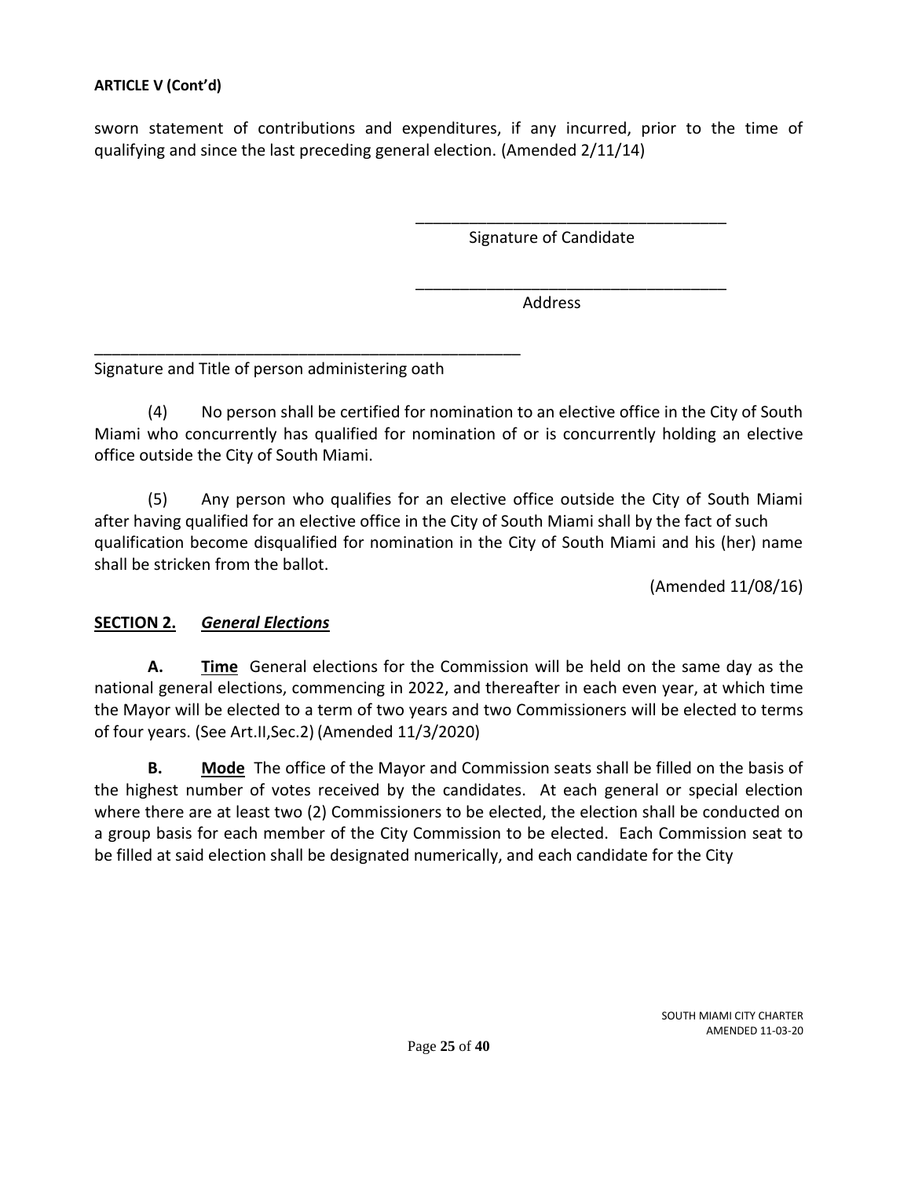**ARTICLE V (Cont'd)**

sworn statement of contributions and expenditures, if any incurred, prior to the time of qualifying and since the last preceding general election. (Amended 2/11/14)

\_\_\_\_\_\_\_\_\_\_\_\_\_\_\_\_\_\_\_\_\_\_\_\_\_\_\_\_\_\_\_\_\_\_\_\_
Signature of Candidate

\_\_\_\_\_\_\_\_\_\_\_\_\_\_\_\_\_\_\_\_\_\_\_\_\_\_\_\_\_\_\_\_\_\_\_\_
Address

\_\_\_\_\_\_\_\_\_\_\_\_\_\_\_\_\_\_\_\_\_\_\_\_\_\_\_\_\_\_\_\_\_\_\_\_\_\_\_\_\_\_\_\_\_\_\_\_
Signature and Title of person administering oath

(4) No person shall be certified for nomination to an elective office in the City of South Miami who concurrently has qualified for nomination of or is concurrently holding an elective office outside the City of South Miami.

(5) Any person who qualifies for an elective office outside the City of South Miami after having qualified for an elective office in the City of South Miami shall by the fact of such qualification become disqualified for nomination in the City of South Miami and his (her) name shall be stricken from the ballot.

(Amended 11/08/16)

## SECTION 2. *General Elections*

**A.** **Time** General elections for the Commission will be held on the same day as the national general elections, commencing in 2022, and thereafter in each even year, at which time the Mayor will be elected to a term of two years and two Commissioners will be elected to terms of four years. (See Art.II,Sec.2) (Amended 11/3/2020)

**B.** **Mode** The office of the Mayor and Commission seats shall be filled on the basis of the highest number of votes received by the candidates. At each general or special election where there are at least two (2) Commissioners to be elected, the election shall be conducted on a group basis for each member of the City Commission to be elected. Each Commission seat to be filled at said election shall be designated numerically, and each candidate for the City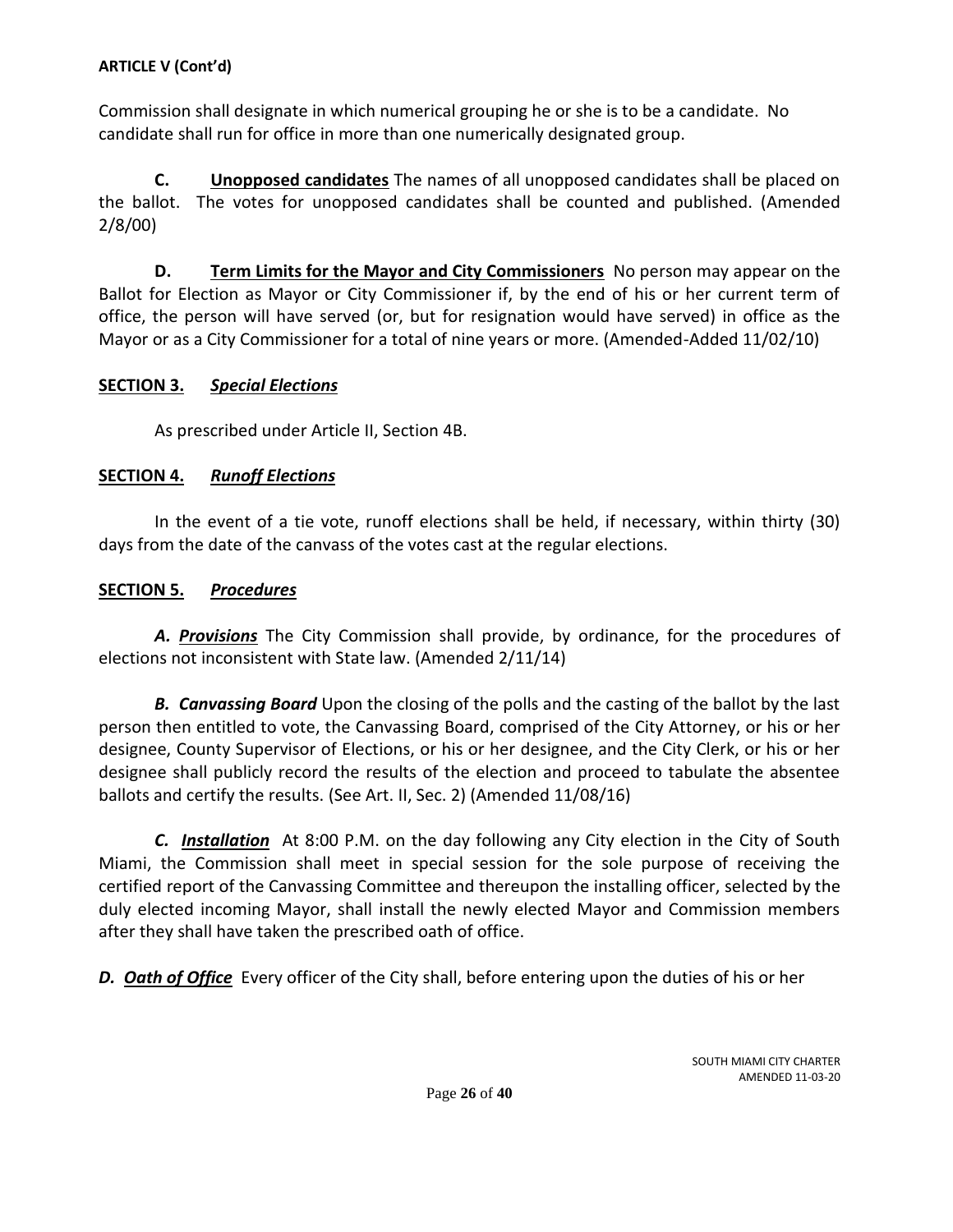**ARTICLE V (Cont'd)**

Commission shall designate in which numerical grouping he or she is to be a candidate. No candidate shall run for office in more than one numerically designated group.

**C. <u>Unopposed candidates</u>** The names of all unopposed candidates shall be placed on the ballot. The votes for unopposed candidates shall be counted and published. (Amended 2/8/00)

**D. <u>Term Limits for the Mayor and City Commissioners</u>** No person may appear on the Ballot for Election as Mayor or City Commissioner if, by the end of his or her current term of office, the person will have served (or, but for resignation would have served) in office as the Mayor or as a City Commissioner for a total of nine years or more. (Amended-Added 11/02/10)

## **<u>SECTION 3.</u>** ***<u>Special Elections</u>***

As prescribed under Article II, Section 4B.

## **<u>SECTION 4.</u>** ***<u>Runoff Elections</u>***

In the event of a tie vote, runoff elections shall be held, if necessary, within thirty (30) days from the date of the canvass of the votes cast at the regular elections.

## **<u>SECTION 5.</u>** ***<u>Procedures</u>***

***A. <u>Provisions</u>*** The City Commission shall provide, by ordinance, for the procedures of elections not inconsistent with State law. (Amended 2/11/14)

***B. Canvassing Board*** Upon the closing of the polls and the casting of the ballot by the last person then entitled to vote, the Canvassing Board, comprised of the City Attorney, or his or her designee, County Supervisor of Elections, or his or her designee, and the City Clerk, or his or her designee shall publicly record the results of the election and proceed to tabulate the absentee ballots and certify the results. (See Art. II, Sec. 2) (Amended 11/08/16)

***C. <u>Installation</u>*** At 8:00 P.M. on the day following any City election in the City of South Miami, the Commission shall meet in special session for the sole purpose of receiving the certified report of the Canvassing Committee and thereupon the installing officer, selected by the duly elected incoming Mayor, shall install the newly elected Mayor and Commission members after they shall have taken the prescribed oath of office.

***D. <u>Oath of Office</u>*** Every officer of the City shall, before entering upon the duties of his or her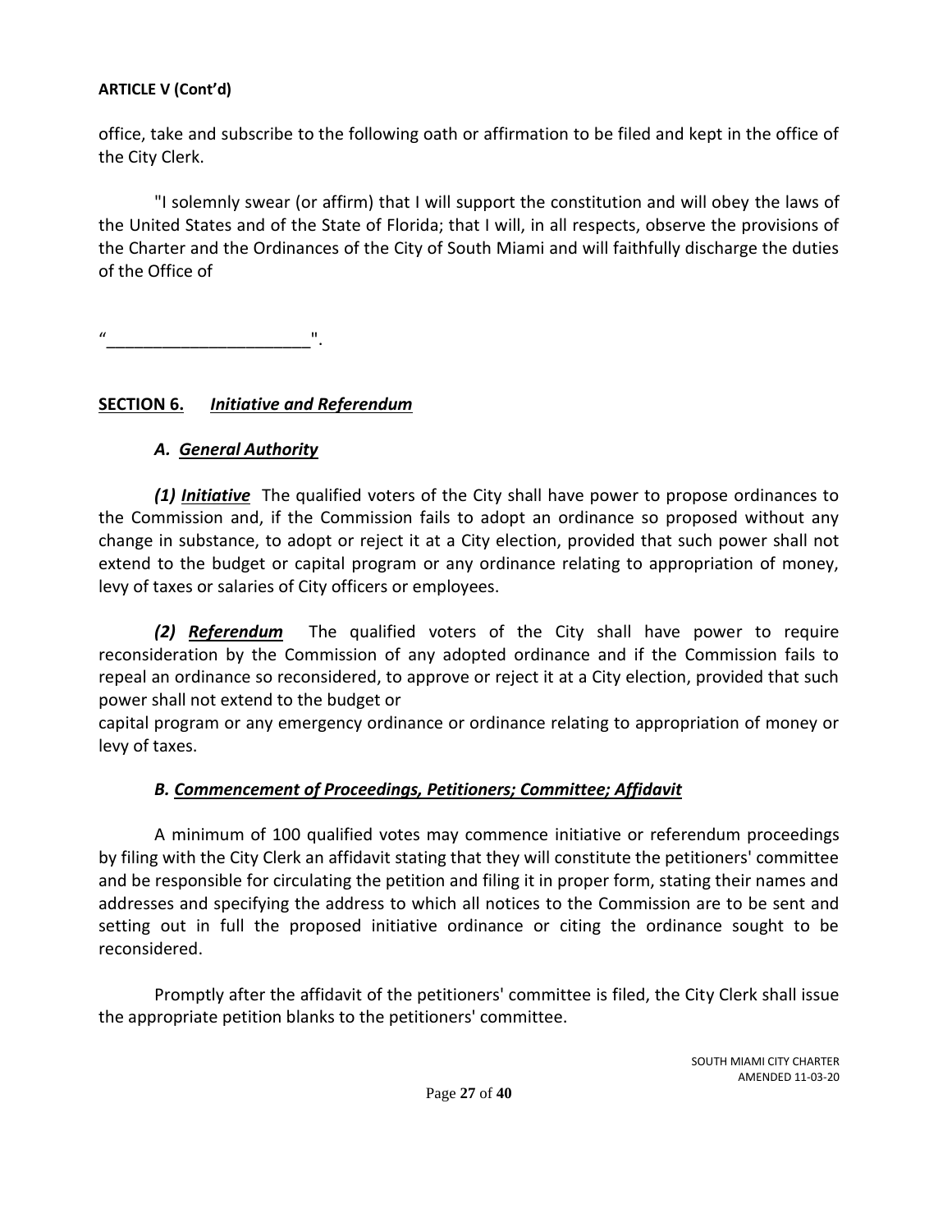**ARTICLE V (Cont'd)**

office, take and subscribe to the following oath or affirmation to be filed and kept in the office of the City Clerk.

"I solemnly swear (or affirm) that I will support the constitution and will obey the laws of the United States and of the State of Florida; that I will, in all respects, observe the provisions of the Charter and the Ordinances of the City of South Miami and will faithfully discharge the duties of the Office of

"______________________".

## <u>SECTION 6.</u> <u>*Initiative and Referendum*</u>

### *A. <u>General Authority</u>*

***(1) <u>Initiative</u>*** The qualified voters of the City shall have power to propose ordinances to the Commission and, if the Commission fails to adopt an ordinance so proposed without any change in substance, to adopt or reject it at a City election, provided that such power shall not extend to the budget or capital program or any ordinance relating to appropriation of money, levy of taxes or salaries of City officers or employees.

***(2) <u>Referendum</u>*** The qualified voters of the City shall have power to require reconsideration by the Commission of any adopted ordinance and if the Commission fails to repeal an ordinance so reconsidered, to approve or reject it at a City election, provided that such power shall not extend to the budget or capital program or any emergency ordinance or ordinance relating to appropriation of money or levy of taxes.

### *B. <u>Commencement of Proceedings, Petitioners; Committee; Affidavit</u>*

A minimum of 100 qualified votes may commence initiative or referendum proceedings by filing with the City Clerk an affidavit stating that they will constitute the petitioners' committee and be responsible for circulating the petition and filing it in proper form, stating their names and addresses and specifying the address to which all notices to the Commission are to be sent and setting out in full the proposed initiative ordinance or citing the ordinance sought to be reconsidered.

Promptly after the affidavit of the petitioners' committee is filed, the City Clerk shall issue the appropriate petition blanks to the petitioners' committee.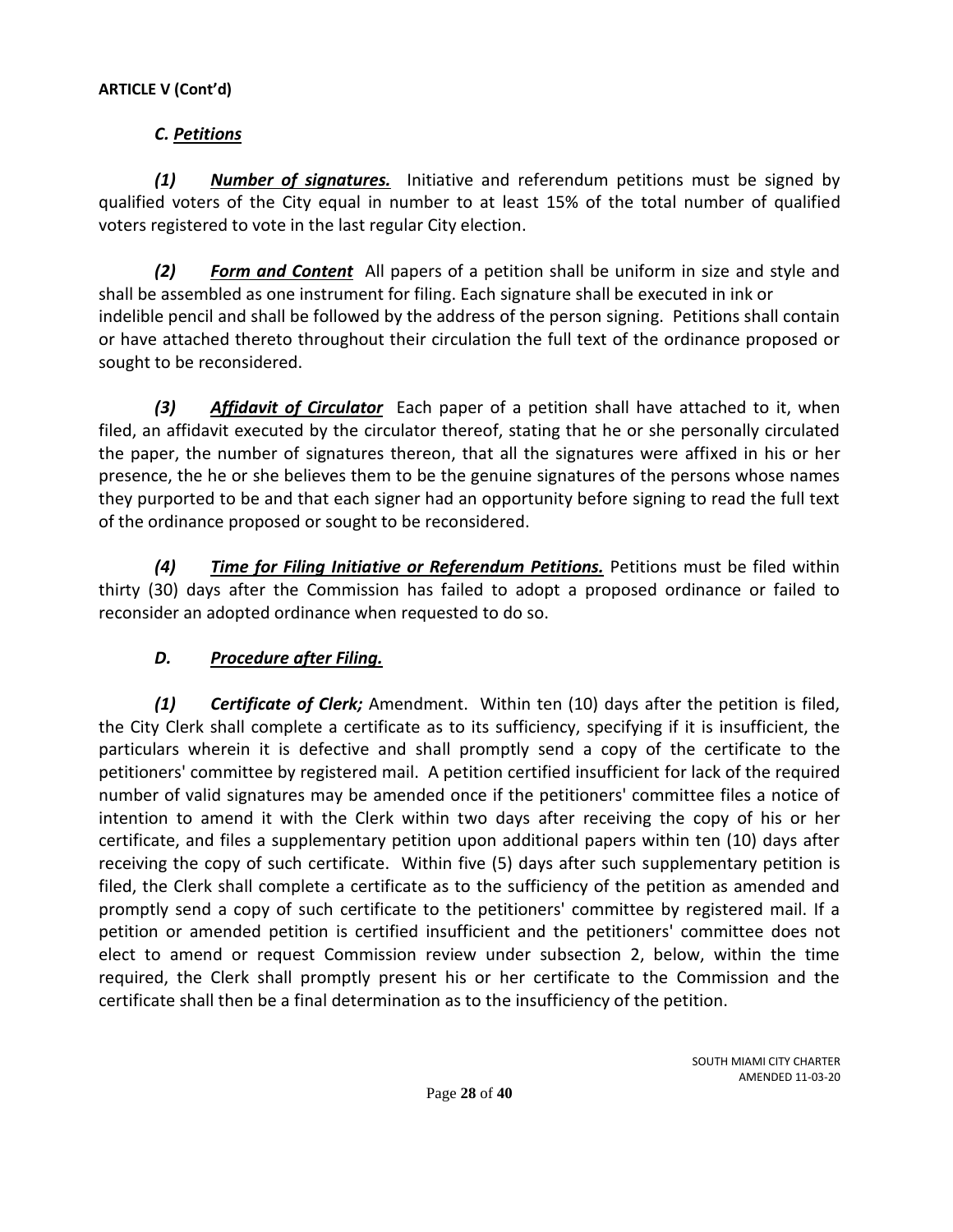**ARTICLE V (Cont'd)**

### *C. Petitions*

***(1) Number of signatures.*** Initiative and referendum petitions must be signed by qualified voters of the City equal in number to at least 15% of the total number of qualified voters registered to vote in the last regular City election.

***(2) Form and Content*** All papers of a petition shall be uniform in size and style and shall be assembled as one instrument for filing. Each signature shall be executed in ink or indelible pencil and shall be followed by the address of the person signing. Petitions shall contain or have attached thereto throughout their circulation the full text of the ordinance proposed or sought to be reconsidered.

***(3) Affidavit of Circulator*** Each paper of a petition shall have attached to it, when filed, an affidavit executed by the circulator thereof, stating that he or she personally circulated the paper, the number of signatures thereon, that all the signatures were affixed in his or her presence, the he or she believes them to be the genuine signatures of the persons whose names they purported to be and that each signer had an opportunity before signing to read the full text of the ordinance proposed or sought to be reconsidered.

***(4) Time for Filing Initiative or Referendum Petitions.*** Petitions must be filed within thirty (30) days after the Commission has failed to adopt a proposed ordinance or failed to reconsider an adopted ordinance when requested to do so.

### *D. Procedure after Filing.*

***(1) Certificate of Clerk;*** Amendment. Within ten (10) days after the petition is filed, the City Clerk shall complete a certificate as to its sufficiency, specifying if it is insufficient, the particulars wherein it is defective and shall promptly send a copy of the certificate to the petitioners' committee by registered mail. A petition certified insufficient for lack of the required number of valid signatures may be amended once if the petitioners' committee files a notice of intention to amend it with the Clerk within two days after receiving the copy of his or her certificate, and files a supplementary petition upon additional papers within ten (10) days after receiving the copy of such certificate. Within five (5) days after such supplementary petition is filed, the Clerk shall complete a certificate as to the sufficiency of the petition as amended and promptly send a copy of such certificate to the petitioners' committee by registered mail. If a petition or amended petition is certified insufficient and the petitioners' committee does not elect to amend or request Commission review under subsection 2, below, within the time required, the Clerk shall promptly present his or her certificate to the Commission and the certificate shall then be a final determination as to the insufficiency of the petition.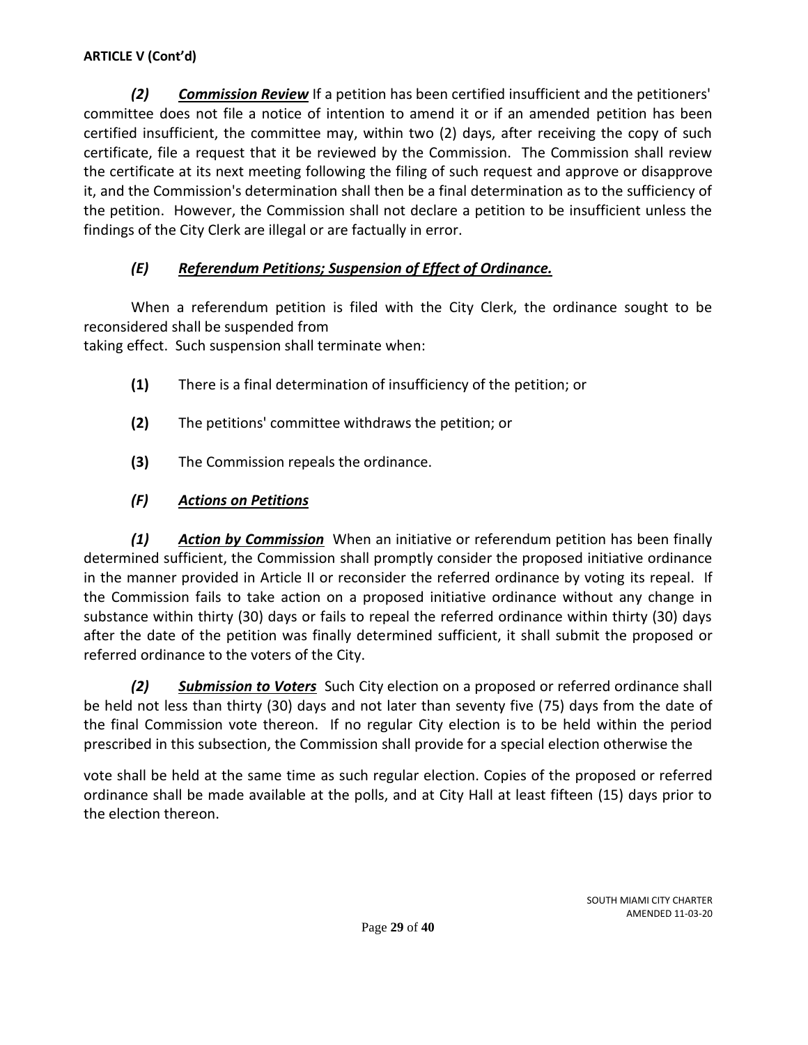**ARTICLE V (Cont'd)**

***(2)*** ***Commission Review*** If a petition has been certified insufficient and the petitioners' committee does not file a notice of intention to amend it or if an amended petition has been certified insufficient, the committee may, within two (2) days, after receiving the copy of such certificate, file a request that it be reviewed by the Commission. The Commission shall review the certificate at its next meeting following the filing of such request and approve or disapprove it, and the Commission's determination shall then be a final determination as to the sufficiency of the petition. However, the Commission shall not declare a petition to be insufficient unless the findings of the City Clerk are illegal or are factually in error.

***(E)*** ***Referendum Petitions; Suspension of Effect of Ordinance.***

When a referendum petition is filed with the City Clerk, the ordinance sought to be reconsidered shall be suspended from
taking effect. Such suspension shall terminate when:

**(1)** There is a final determination of insufficiency of the petition; or

**(2)** The petitions' committee withdraws the petition; or

**(3)** The Commission repeals the ordinance.

***(F)*** ***Actions on Petitions***

***(1)*** ***Action by Commission*** When an initiative or referendum petition has been finally determined sufficient, the Commission shall promptly consider the proposed initiative ordinance in the manner provided in Article II or reconsider the referred ordinance by voting its repeal. If the Commission fails to take action on a proposed initiative ordinance without any change in substance within thirty (30) days or fails to repeal the referred ordinance within thirty (30) days after the date of the petition was finally determined sufficient, it shall submit the proposed or referred ordinance to the voters of the City.

***(2)*** ***Submission to Voters*** Such City election on a proposed or referred ordinance shall be held not less than thirty (30) days and not later than seventy five (75) days from the date of the final Commission vote thereon. If no regular City election is to be held within the period prescribed in this subsection, the Commission shall provide for a special election otherwise the

vote shall be held at the same time as such regular election. Copies of the proposed or referred ordinance shall be made available at the polls, and at City Hall at least fifteen (15) days prior to the election thereon.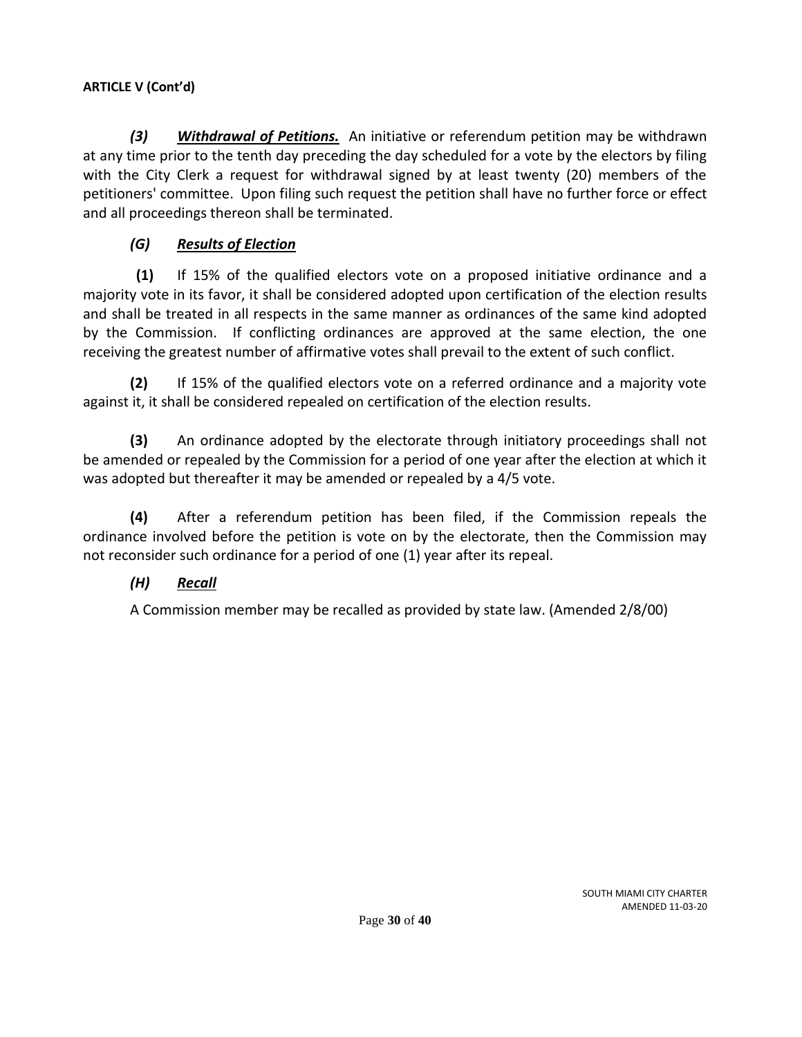**ARTICLE V (Cont'd)**

***(3)*** ***Withdrawal of Petitions.*** An initiative or referendum petition may be withdrawn at any time prior to the tenth day preceding the day scheduled for a vote by the electors by filing with the City Clerk a request for withdrawal signed by at least twenty (20) members of the petitioners' committee. Upon filing such request the petition shall have no further force or effect and all proceedings thereon shall be terminated.

***(G)*** ***Results of Election***

**(1)** If 15% of the qualified electors vote on a proposed initiative ordinance and a majority vote in its favor, it shall be considered adopted upon certification of the election results and shall be treated in all respects in the same manner as ordinances of the same kind adopted by the Commission. If conflicting ordinances are approved at the same election, the one receiving the greatest number of affirmative votes shall prevail to the extent of such conflict.

**(2)** If 15% of the qualified electors vote on a referred ordinance and a majority vote against it, it shall be considered repealed on certification of the election results.

**(3)** An ordinance adopted by the electorate through initiatory proceedings shall not be amended or repealed by the Commission for a period of one year after the election at which it was adopted but thereafter it may be amended or repealed by a 4/5 vote.

**(4)** After a referendum petition has been filed, if the Commission repeals the ordinance involved before the petition is vote on by the electorate, then the Commission may not reconsider such ordinance for a period of one (1) year after its repeal.

***(H)*** ***Recall***

A Commission member may be recalled as provided by state law. (Amended 2/8/00)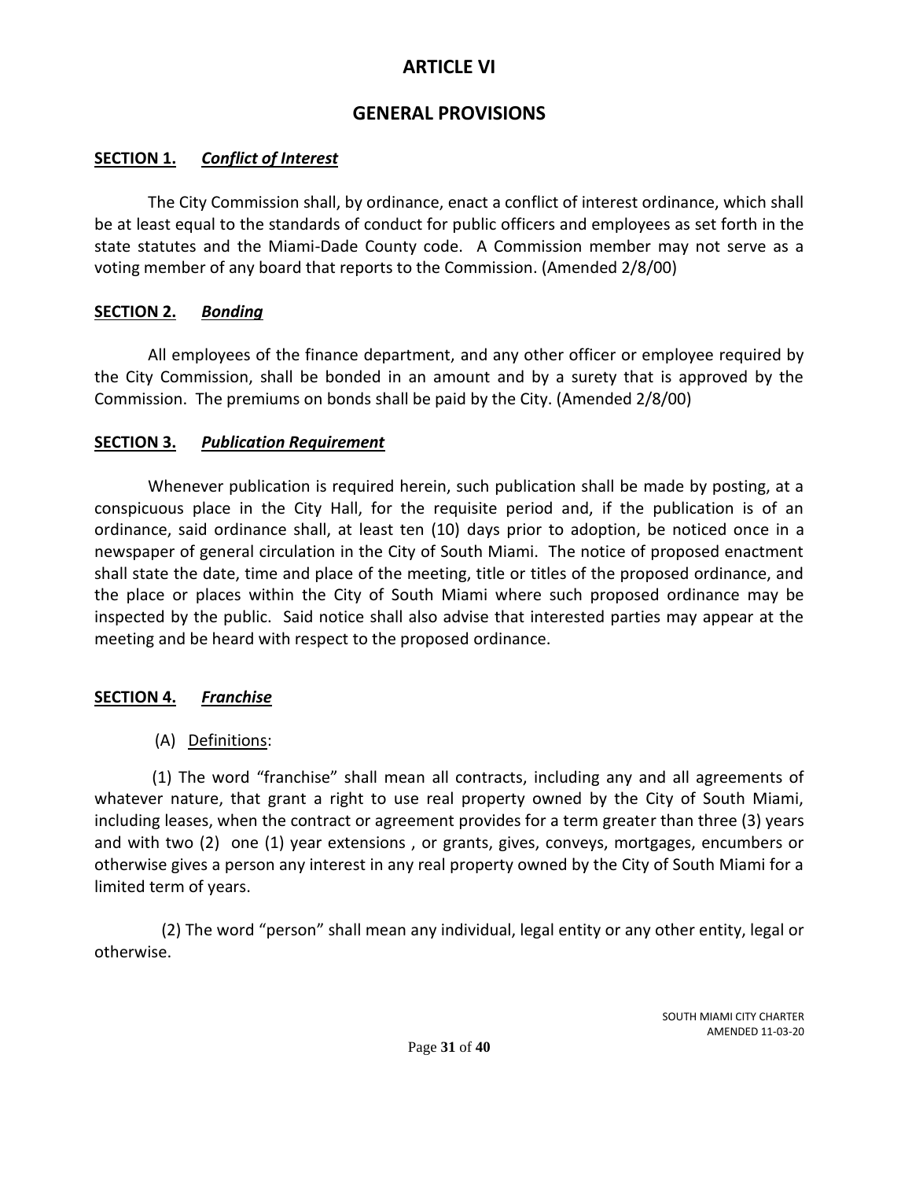# ARTICLE VI

## GENERAL PROVISIONS

**SECTION 1.** ***Conflict of Interest***

The City Commission shall, by ordinance, enact a conflict of interest ordinance, which shall be at least equal to the standards of conduct for public officers and employees as set forth in the state statutes and the Miami-Dade County code. A Commission member may not serve as a voting member of any board that reports to the Commission. (Amended 2/8/00)

**SECTION 2.** ***Bonding***

All employees of the finance department, and any other officer or employee required by the City Commission, shall be bonded in an amount and by a surety that is approved by the Commission. The premiums on bonds shall be paid by the City. (Amended 2/8/00)

**SECTION 3.** ***Publication Requirement***

Whenever publication is required herein, such publication shall be made by posting, at a conspicuous place in the City Hall, for the requisite period and, if the publication is of an ordinance, said ordinance shall, at least ten (10) days prior to adoption, be noticed once in a newspaper of general circulation in the City of South Miami. The notice of proposed enactment shall state the date, time and place of the meeting, title or titles of the proposed ordinance, and the place or places within the City of South Miami where such proposed ordinance may be inspected by the public. Said notice shall also advise that interested parties may appear at the meeting and be heard with respect to the proposed ordinance.

**SECTION 4.** ***Franchise***

(A) Definitions:

(1) The word "franchise" shall mean all contracts, including any and all agreements of whatever nature, that grant a right to use real property owned by the City of South Miami, including leases, when the contract or agreement provides for a term greater than three (3) years and with two (2) one (1) year extensions , or grants, gives, conveys, mortgages, encumbers or otherwise gives a person any interest in any real property owned by the City of South Miami for a limited term of years.

(2) The word "person" shall mean any individual, legal entity or any other entity, legal or otherwise.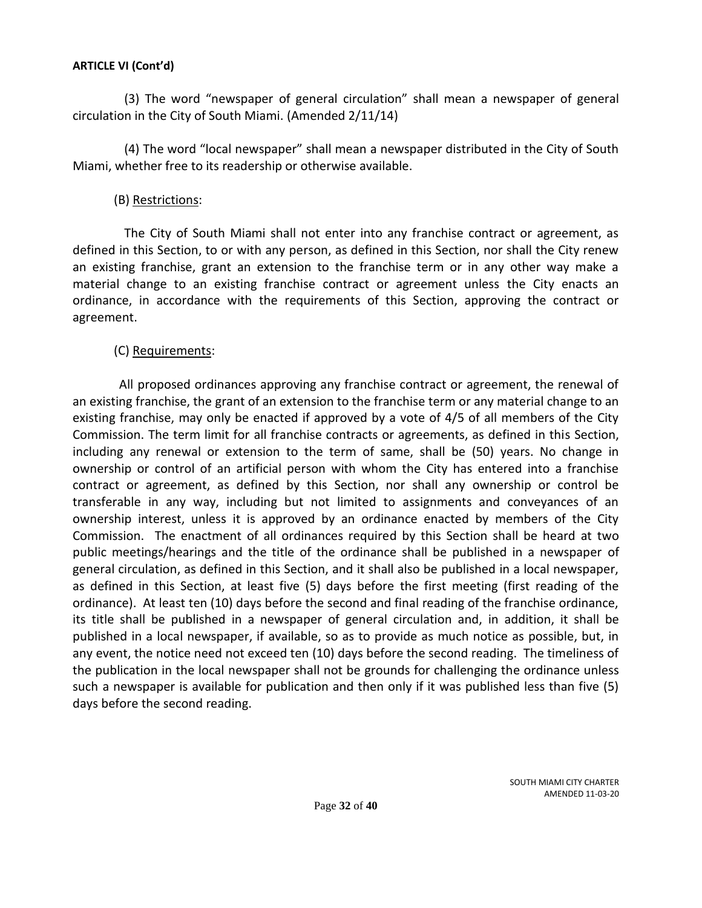**ARTICLE VI (Cont'd)**

(3) The word "newspaper of general circulation" shall mean a newspaper of general circulation in the City of South Miami. (Amended 2/11/14)

(4) The word "local newspaper" shall mean a newspaper distributed in the City of South Miami, whether free to its readership or otherwise available.

(B) Restrictions:

The City of South Miami shall not enter into any franchise contract or agreement, as defined in this Section, to or with any person, as defined in this Section, nor shall the City renew an existing franchise, grant an extension to the franchise term or in any other way make a material change to an existing franchise contract or agreement unless the City enacts an ordinance, in accordance with the requirements of this Section, approving the contract or agreement.

(C) Requirements:

All proposed ordinances approving any franchise contract or agreement, the renewal of an existing franchise, the grant of an extension to the franchise term or any material change to an existing franchise, may only be enacted if approved by a vote of 4/5 of all members of the City Commission. The term limit for all franchise contracts or agreements, as defined in this Section, including any renewal or extension to the term of same, shall be (50) years. No change in ownership or control of an artificial person with whom the City has entered into a franchise contract or agreement, as defined by this Section, nor shall any ownership or control be transferable in any way, including but not limited to assignments and conveyances of an ownership interest, unless it is approved by an ordinance enacted by members of the City Commission. The enactment of all ordinances required by this Section shall be heard at two public meetings/hearings and the title of the ordinance shall be published in a newspaper of general circulation, as defined in this Section, and it shall also be published in a local newspaper, as defined in this Section, at least five (5) days before the first meeting (first reading of the ordinance). At least ten (10) days before the second and final reading of the franchise ordinance, its title shall be published in a newspaper of general circulation and, in addition, it shall be published in a local newspaper, if available, so as to provide as much notice as possible, but, in any event, the notice need not exceed ten (10) days before the second reading. The timeliness of the publication in the local newspaper shall not be grounds for challenging the ordinance unless such a newspaper is available for publication and then only if it was published less than five (5) days before the second reading.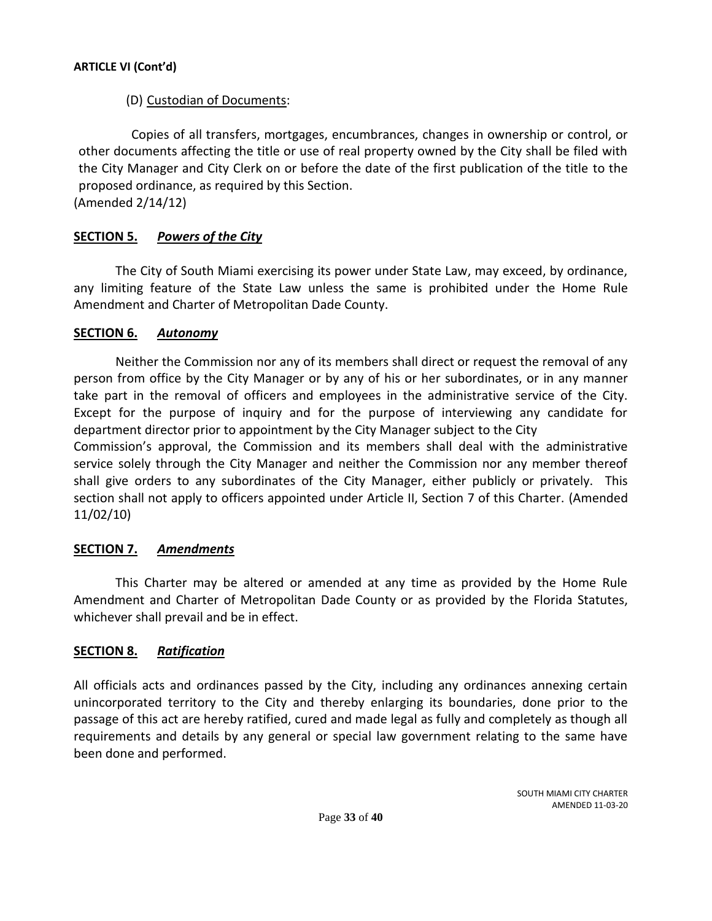**ARTICLE VI (Cont'd)**

(D) Custodian of Documents:

Copies of all transfers, mortgages, encumbrances, changes in ownership or control, or other documents affecting the title or use of real property owned by the City shall be filed with the City Manager and City Clerk on or before the date of the first publication of the title to the proposed ordinance, as required by this Section.
(Amended 2/14/12)

## **SECTION 5.** ***Powers of the City***

The City of South Miami exercising its power under State Law, may exceed, by ordinance, any limiting feature of the State Law unless the same is prohibited under the Home Rule Amendment and Charter of Metropolitan Dade County.

## **SECTION 6.** ***Autonomy***

Neither the Commission nor any of its members shall direct or request the removal of any person from office by the City Manager or by any of his or her subordinates, or in any manner take part in the removal of officers and employees in the administrative service of the City. Except for the purpose of inquiry and for the purpose of interviewing any candidate for department director prior to appointment by the City Manager subject to the City Commission's approval, the Commission and its members shall deal with the administrative service solely through the City Manager and neither the Commission nor any member thereof shall give orders to any subordinates of the City Manager, either publicly or privately. This section shall not apply to officers appointed under Article II, Section 7 of this Charter. (Amended 11/02/10)

## **SECTION 7.** ***Amendments***

This Charter may be altered or amended at any time as provided by the Home Rule Amendment and Charter of Metropolitan Dade County or as provided by the Florida Statutes, whichever shall prevail and be in effect.

## **SECTION 8.** ***Ratification***

All officials acts and ordinances passed by the City, including any ordinances annexing certain unincorporated territory to the City and thereby enlarging its boundaries, done prior to the passage of this act are hereby ratified, cured and made legal as fully and completely as though all requirements and details by any general or special law government relating to the same have been done and performed.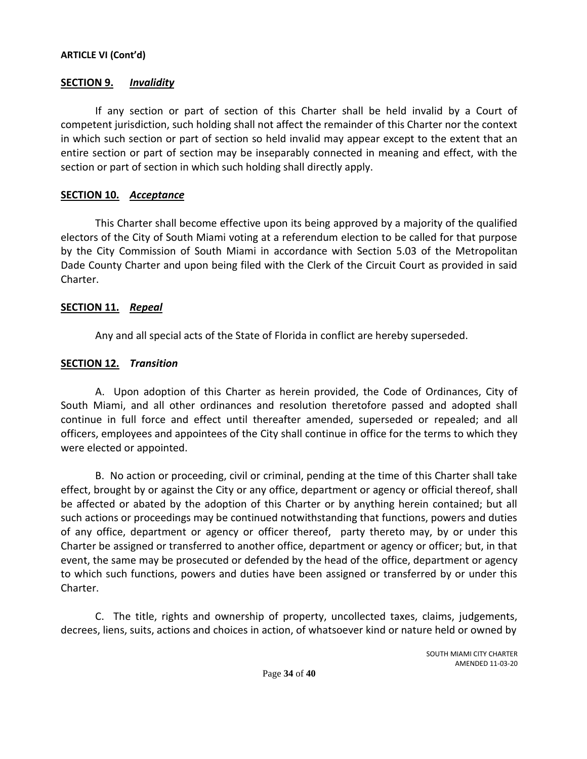**ARTICLE VI (Cont'd)**

**SECTION 9.** ***Invalidity***

If any section or part of section of this Charter shall be held invalid by a Court of competent jurisdiction, such holding shall not affect the remainder of this Charter nor the context in which such section or part of section so held invalid may appear except to the extent that an entire section or part of section may be inseparably connected in meaning and effect, with the section or part of section in which such holding shall directly apply.

**SECTION 10.** ***Acceptance***

This Charter shall become effective upon its being approved by a majority of the qualified electors of the City of South Miami voting at a referendum election to be called for that purpose by the City Commission of South Miami in accordance with Section 5.03 of the Metropolitan Dade County Charter and upon being filed with the Clerk of the Circuit Court as provided in said Charter.

**SECTION 11.** ***Repeal***

Any and all special acts of the State of Florida in conflict are hereby superseded.

**SECTION 12.** ***Transition***

A. Upon adoption of this Charter as herein provided, the Code of Ordinances, City of South Miami, and all other ordinances and resolution theretofore passed and adopted shall continue in full force and effect until thereafter amended, superseded or repealed; and all officers, employees and appointees of the City shall continue in office for the terms to which they were elected or appointed.

B. No action or proceeding, civil or criminal, pending at the time of this Charter shall take effect, brought by or against the City or any office, department or agency or official thereof, shall be affected or abated by the adoption of this Charter or by anything herein contained; but all such actions or proceedings may be continued notwithstanding that functions, powers and duties of any office, department or agency or officer thereof, party thereto may, by or under this Charter be assigned or transferred to another office, department or agency or officer; but, in that event, the same may be prosecuted or defended by the head of the office, department or agency to which such functions, powers and duties have been assigned or transferred by or under this Charter.

C. The title, rights and ownership of property, uncollected taxes, claims, judgements, decrees, liens, suits, actions and choices in action, of whatsoever kind or nature held or owned by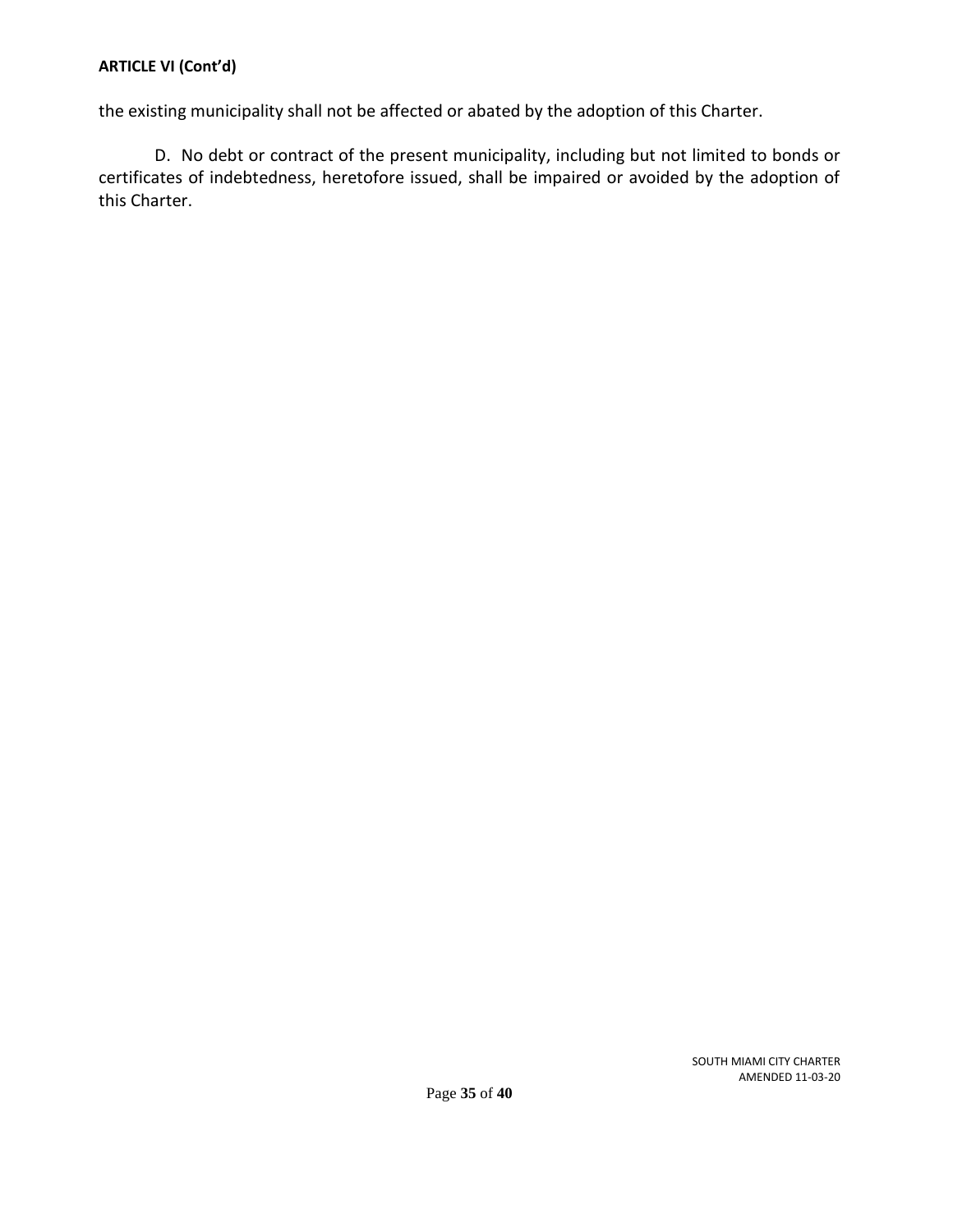**ARTICLE VI (Cont'd)**

the existing municipality shall not be affected or abated by the adoption of this Charter.

D. No debt or contract of the present municipality, including but not limited to bonds or certificates of indebtedness, heretofore issued, shall be impaired or avoided by the adoption of this Charter.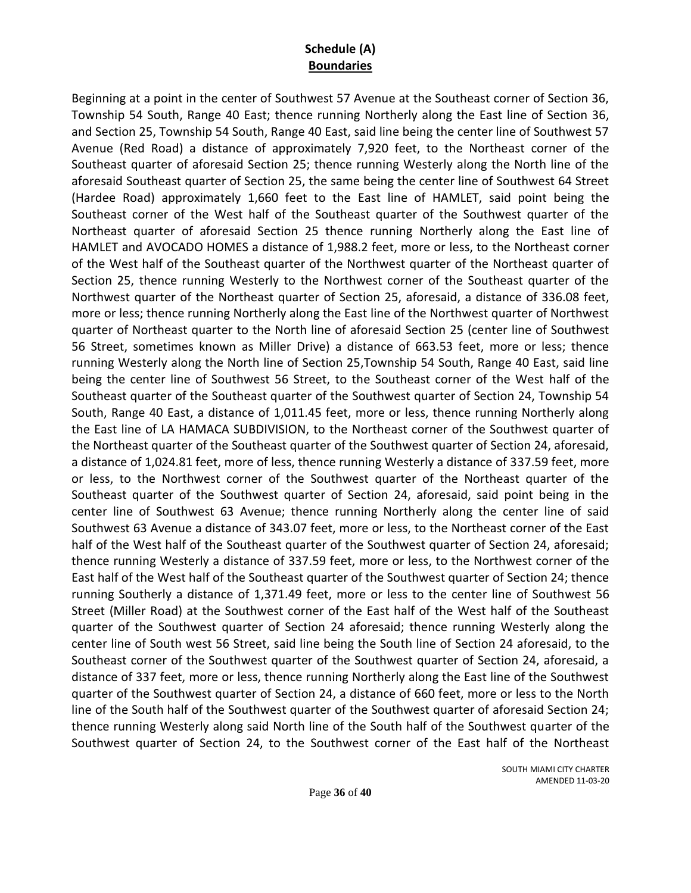**Schedule (A)**
**Boundaries**

Beginning at a point in the center of Southwest 57 Avenue at the Southeast corner of Section 36, Township 54 South, Range 40 East; thence running Northerly along the East line of Section 36, and Section 25, Township 54 South, Range 40 East, said line being the center line of Southwest 57 Avenue (Red Road) a distance of approximately 7,920 feet, to the Northeast corner of the Southeast quarter of aforesaid Section 25; thence running Westerly along the North line of the aforesaid Southeast quarter of Section 25, the same being the center line of Southwest 64 Street (Hardee Road) approximately 1,660 feet to the East line of HAMLET, said point being the Southeast corner of the West half of the Southeast quarter of the Southwest quarter of the Northeast quarter of aforesaid Section 25 thence running Northerly along the East line of HAMLET and AVOCADO HOMES a distance of 1,988.2 feet, more or less, to the Northeast corner of the West half of the Southeast quarter of the Northwest quarter of the Northeast quarter of Section 25, thence running Westerly to the Northwest corner of the Southeast quarter of the Northwest quarter of the Northeast quarter of Section 25, aforesaid, a distance of 336.08 feet, more or less; thence running Northerly along the East line of the Northwest quarter of Northwest quarter of Northeast quarter to the North line of aforesaid Section 25 (center line of Southwest 56 Street, sometimes known as Miller Drive) a distance of 663.53 feet, more or less; thence running Westerly along the North line of Section 25,Township 54 South, Range 40 East, said line being the center line of Southwest 56 Street, to the Southeast corner of the West half of the Southeast quarter of the Southeast quarter of the Southwest quarter of Section 24, Township 54 South, Range 40 East, a distance of 1,011.45 feet, more or less, thence running Northerly along the East line of LA HAMACA SUBDIVISION, to the Northeast corner of the Southwest quarter of the Northeast quarter of the Southeast quarter of the Southwest quarter of Section 24, aforesaid, a distance of 1,024.81 feet, more of less, thence running Westerly a distance of 337.59 feet, more or less, to the Northwest corner of the Southwest quarter of the Northeast quarter of the Southeast quarter of the Southwest quarter of Section 24, aforesaid, said point being in the center line of Southwest 63 Avenue; thence running Northerly along the center line of said Southwest 63 Avenue a distance of 343.07 feet, more or less, to the Northeast corner of the East half of the West half of the Southeast quarter of the Southwest quarter of Section 24, aforesaid; thence running Westerly a distance of 337.59 feet, more or less, to the Northwest corner of the East half of the West half of the Southeast quarter of the Southwest quarter of Section 24; thence running Southerly a distance of 1,371.49 feet, more or less to the center line of Southwest 56 Street (Miller Road) at the Southwest corner of the East half of the West half of the Southeast quarter of the Southwest quarter of Section 24 aforesaid; thence running Westerly along the center line of South west 56 Street, said line being the South line of Section 24 aforesaid, to the Southeast corner of the Southwest quarter of the Southwest quarter of Section 24, aforesaid, a distance of 337 feet, more or less, thence running Northerly along the East line of the Southwest quarter of the Southwest quarter of Section 24, a distance of 660 feet, more or less to the North line of the South half of the Southwest quarter of the Southwest quarter of aforesaid Section 24; thence running Westerly along said North line of the South half of the Southwest quarter of the Southwest quarter of Section 24, to the Southwest corner of the East half of the Northeast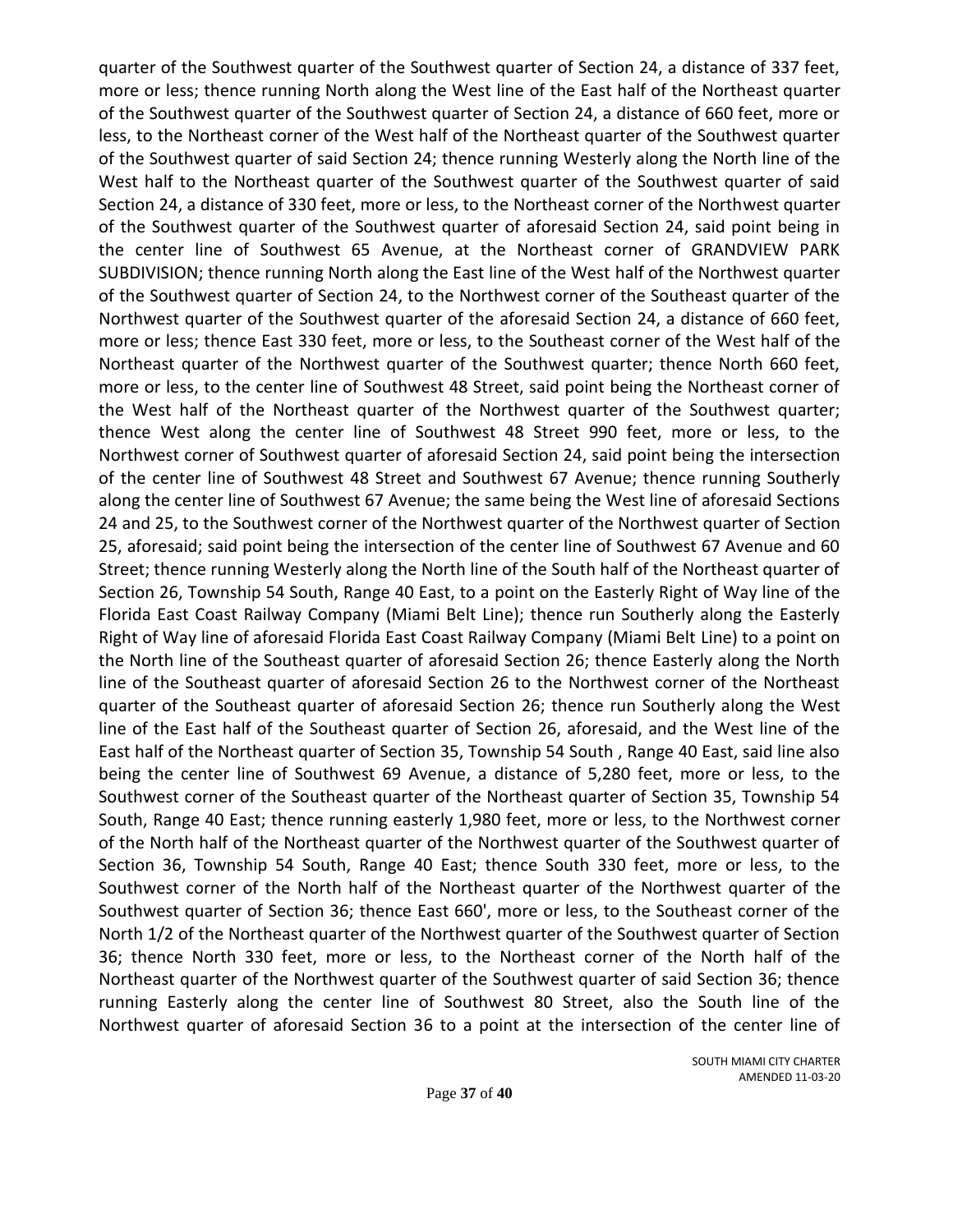quarter of the Southwest quarter of the Southwest quarter of Section 24, a distance of 337 feet, more or less; thence running North along the West line of the East half of the Northeast quarter of the Southwest quarter of the Southwest quarter of Section 24, a distance of 660 feet, more or less, to the Northeast corner of the West half of the Northeast quarter of the Southwest quarter of the Southwest quarter of said Section 24; thence running Westerly along the North line of the West half to the Northeast quarter of the Southwest quarter of the Southwest quarter of said Section 24, a distance of 330 feet, more or less, to the Northeast corner of the Northwest quarter of the Southwest quarter of the Southwest quarter of aforesaid Section 24, said point being in the center line of Southwest 65 Avenue, at the Northeast corner of GRANDVIEW PARK SUBDIVISION; thence running North along the East line of the West half of the Northwest quarter of the Southwest quarter of Section 24, to the Northwest corner of the Southeast quarter of the Northwest quarter of the Southwest quarter of the aforesaid Section 24, a distance of 660 feet, more or less; thence East 330 feet, more or less, to the Southeast corner of the West half of the Northeast quarter of the Northwest quarter of the Southwest quarter; thence North 660 feet, more or less, to the center line of Southwest 48 Street, said point being the Northeast corner of the West half of the Northeast quarter of the Northwest quarter of the Southwest quarter; thence West along the center line of Southwest 48 Street 990 feet, more or less, to the Northwest corner of Southwest quarter of aforesaid Section 24, said point being the intersection of the center line of Southwest 48 Street and Southwest 67 Avenue; thence running Southerly along the center line of Southwest 67 Avenue; the same being the West line of aforesaid Sections 24 and 25, to the Southwest corner of the Northwest quarter of the Northwest quarter of Section 25, aforesaid; said point being the intersection of the center line of Southwest 67 Avenue and 60 Street; thence running Westerly along the North line of the South half of the Northeast quarter of Section 26, Township 54 South, Range 40 East, to a point on the Easterly Right of Way line of the Florida East Coast Railway Company (Miami Belt Line); thence run Southerly along the Easterly Right of Way line of aforesaid Florida East Coast Railway Company (Miami Belt Line) to a point on the North line of the Southeast quarter of aforesaid Section 26; thence Easterly along the North line of the Southeast quarter of aforesaid Section 26 to the Northwest corner of the Northeast quarter of the Southeast quarter of aforesaid Section 26; thence run Southerly along the West line of the East half of the Southeast quarter of Section 26, aforesaid, and the West line of the East half of the Northeast quarter of Section 35, Township 54 South , Range 40 East, said line also being the center line of Southwest 69 Avenue, a distance of 5,280 feet, more or less, to the Southwest corner of the Southeast quarter of the Northeast quarter of Section 35, Township 54 South, Range 40 East; thence running easterly 1,980 feet, more or less, to the Northwest corner of the North half of the Northeast quarter of the Northwest quarter of the Southwest quarter of Section 36, Township 54 South, Range 40 East; thence South 330 feet, more or less, to the Southwest corner of the North half of the Northeast quarter of the Northwest quarter of the Southwest quarter of Section 36; thence East 660', more or less, to the Southeast corner of the North 1/2 of the Northeast quarter of the Northwest quarter of the Southwest quarter of Section 36; thence North 330 feet, more or less, to the Northeast corner of the North half of the Northeast quarter of the Northwest quarter of the Southwest quarter of said Section 36; thence running Easterly along the center line of Southwest 80 Street, also the South line of the Northwest quarter of aforesaid Section 36 to a point at the intersection of the center line of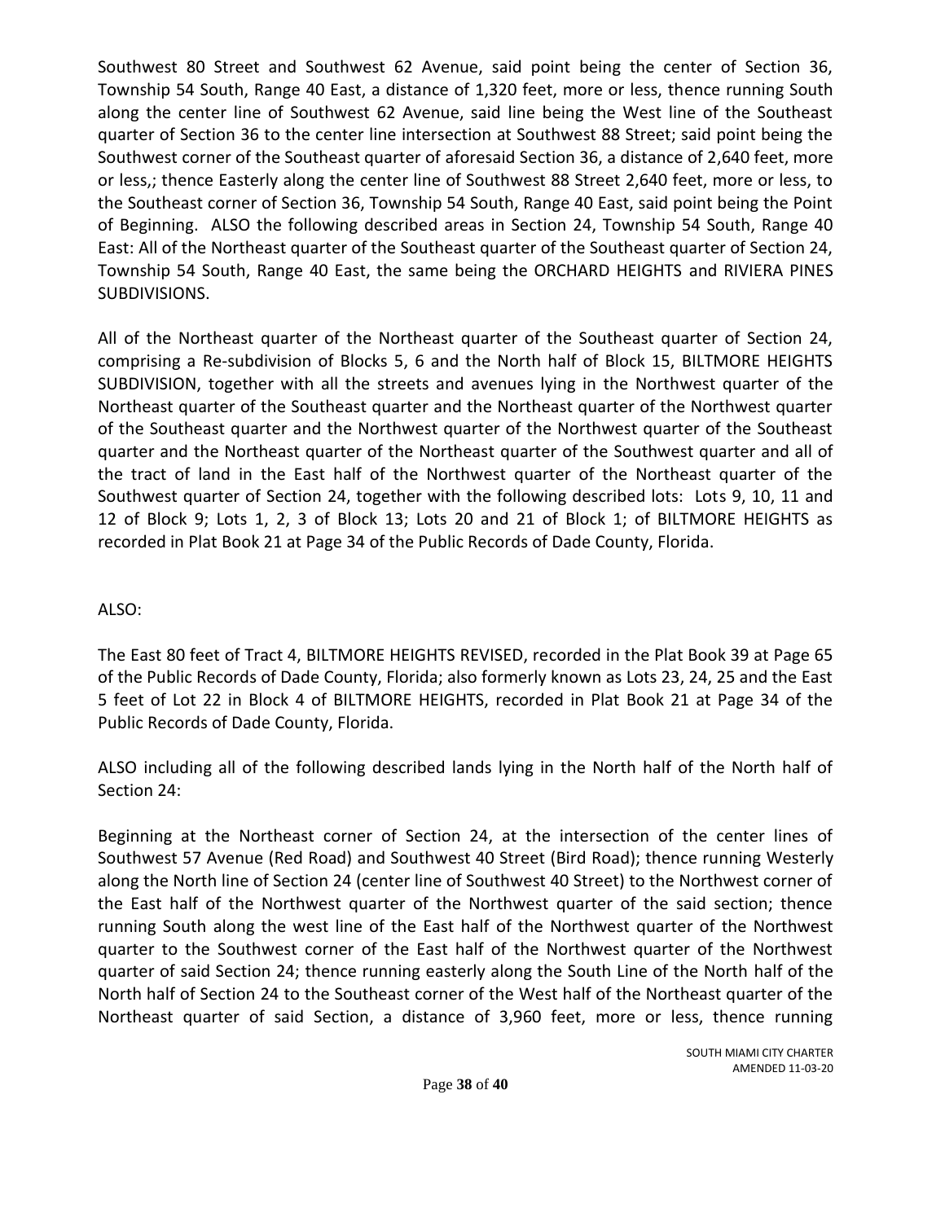Southwest 80 Street and Southwest 62 Avenue, said point being the center of Section 36, Township 54 South, Range 40 East, a distance of 1,320 feet, more or less, thence running South along the center line of Southwest 62 Avenue, said line being the West line of the Southeast quarter of Section 36 to the center line intersection at Southwest 88 Street; said point being the Southwest corner of the Southeast quarter of aforesaid Section 36, a distance of 2,640 feet, more or less,; thence Easterly along the center line of Southwest 88 Street 2,640 feet, more or less, to the Southeast corner of Section 36, Township 54 South, Range 40 East, said point being the Point of Beginning. ALSO the following described areas in Section 24, Township 54 South, Range 40 East: All of the Northeast quarter of the Southeast quarter of the Southeast quarter of Section 24, Township 54 South, Range 40 East, the same being the ORCHARD HEIGHTS and RIVIERA PINES SUBDIVISIONS.

All of the Northeast quarter of the Northeast quarter of the Southeast quarter of Section 24, comprising a Re-subdivision of Blocks 5, 6 and the North half of Block 15, BILTMORE HEIGHTS SUBDIVISION, together with all the streets and avenues lying in the Northwest quarter of the Northeast quarter of the Southeast quarter and the Northeast quarter of the Northwest quarter of the Southeast quarter and the Northwest quarter of the Northwest quarter of the Southeast quarter and the Northeast quarter of the Northeast quarter of the Southwest quarter and all of the tract of land in the East half of the Northwest quarter of the Northeast quarter of the Southwest quarter of Section 24, together with the following described lots: Lots 9, 10, 11 and 12 of Block 9; Lots 1, 2, 3 of Block 13; Lots 20 and 21 of Block 1; of BILTMORE HEIGHTS as recorded in Plat Book 21 at Page 34 of the Public Records of Dade County, Florida.

ALSO:

The East 80 feet of Tract 4, BILTMORE HEIGHTS REVISED, recorded in the Plat Book 39 at Page 65 of the Public Records of Dade County, Florida; also formerly known as Lots 23, 24, 25 and the East 5 feet of Lot 22 in Block 4 of BILTMORE HEIGHTS, recorded in Plat Book 21 at Page 34 of the Public Records of Dade County, Florida.

ALSO including all of the following described lands lying in the North half of the North half of Section 24:

Beginning at the Northeast corner of Section 24, at the intersection of the center lines of Southwest 57 Avenue (Red Road) and Southwest 40 Street (Bird Road); thence running Westerly along the North line of Section 24 (center line of Southwest 40 Street) to the Northwest corner of the East half of the Northwest quarter of the Northwest quarter of the said section; thence running South along the west line of the East half of the Northwest quarter of the Northwest quarter to the Southwest corner of the East half of the Northwest quarter of the Northwest quarter of said Section 24; thence running easterly along the South Line of the North half of the North half of Section 24 to the Southeast corner of the West half of the Northeast quarter of the Northeast quarter of said Section, a distance of 3,960 feet, more or less, thence running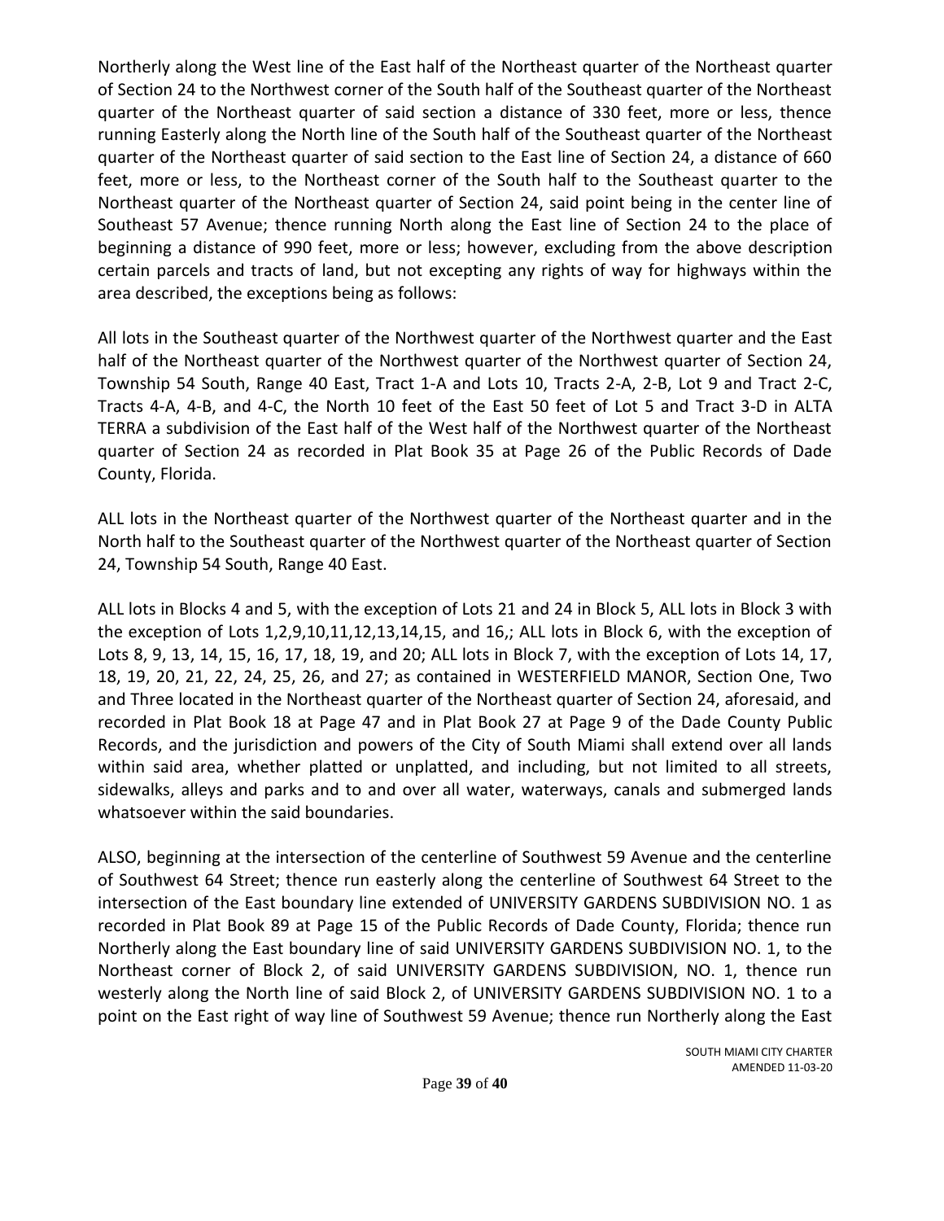Northerly along the West line of the East half of the Northeast quarter of the Northeast quarter of Section 24 to the Northwest corner of the South half of the Southeast quarter of the Northeast quarter of the Northeast quarter of said section a distance of 330 feet, more or less, thence running Easterly along the North line of the South half of the Southeast quarter of the Northeast quarter of the Northeast quarter of said section to the East line of Section 24, a distance of 660 feet, more or less, to the Northeast corner of the South half to the Southeast quarter to the Northeast quarter of the Northeast quarter of Section 24, said point being in the center line of Southeast 57 Avenue; thence running North along the East line of Section 24 to the place of beginning a distance of 990 feet, more or less; however, excluding from the above description certain parcels and tracts of land, but not excepting any rights of way for highways within the area described, the exceptions being as follows:

All lots in the Southeast quarter of the Northwest quarter of the Northwest quarter and the East half of the Northeast quarter of the Northwest quarter of the Northwest quarter of Section 24, Township 54 South, Range 40 East, Tract 1-A and Lots 10, Tracts 2-A, 2-B, Lot 9 and Tract 2-C, Tracts 4-A, 4-B, and 4-C, the North 10 feet of the East 50 feet of Lot 5 and Tract 3-D in ALTA TERRA a subdivision of the East half of the West half of the Northwest quarter of the Northeast quarter of Section 24 as recorded in Plat Book 35 at Page 26 of the Public Records of Dade County, Florida.

ALL lots in the Northeast quarter of the Northwest quarter of the Northeast quarter and in the North half to the Southeast quarter of the Northwest quarter of the Northeast quarter of Section 24, Township 54 South, Range 40 East.

ALL lots in Blocks 4 and 5, with the exception of Lots 21 and 24 in Block 5, ALL lots in Block 3 with the exception of Lots 1,2,9,10,11,12,13,14,15, and 16,; ALL lots in Block 6, with the exception of Lots 8, 9, 13, 14, 15, 16, 17, 18, 19, and 20; ALL lots in Block 7, with the exception of Lots 14, 17, 18, 19, 20, 21, 22, 24, 25, 26, and 27; as contained in WESTERFIELD MANOR, Section One, Two and Three located in the Northeast quarter of the Northeast quarter of Section 24, aforesaid, and recorded in Plat Book 18 at Page 47 and in Plat Book 27 at Page 9 of the Dade County Public Records, and the jurisdiction and powers of the City of South Miami shall extend over all lands within said area, whether platted or unplatted, and including, but not limited to all streets, sidewalks, alleys and parks and to and over all water, waterways, canals and submerged lands whatsoever within the said boundaries.

ALSO, beginning at the intersection of the centerline of Southwest 59 Avenue and the centerline of Southwest 64 Street; thence run easterly along the centerline of Southwest 64 Street to the intersection of the East boundary line extended of UNIVERSITY GARDENS SUBDIVISION NO. 1 as recorded in Plat Book 89 at Page 15 of the Public Records of Dade County, Florida; thence run Northerly along the East boundary line of said UNIVERSITY GARDENS SUBDIVISION NO. 1, to the Northeast corner of Block 2, of said UNIVERSITY GARDENS SUBDIVISION, NO. 1, thence run westerly along the North line of said Block 2, of UNIVERSITY GARDENS SUBDIVISION NO. 1 to a point on the East right of way line of Southwest 59 Avenue; thence run Northerly along the East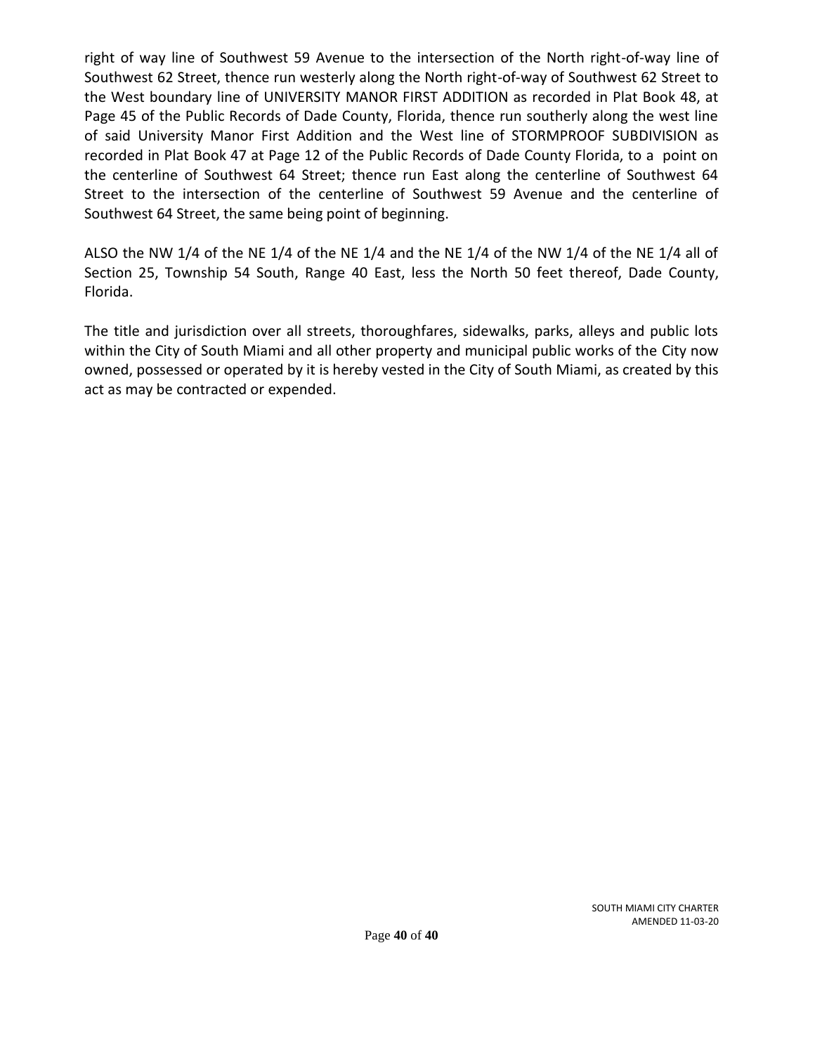right of way line of Southwest 59 Avenue to the intersection of the North right-of-way line of Southwest 62 Street, thence run westerly along the North right-of-way of Southwest 62 Street to the West boundary line of UNIVERSITY MANOR FIRST ADDITION as recorded in Plat Book 48, at Page 45 of the Public Records of Dade County, Florida, thence run southerly along the west line of said University Manor First Addition and the West line of STORMPROOF SUBDIVISION as recorded in Plat Book 47 at Page 12 of the Public Records of Dade County Florida, to a point on the centerline of Southwest 64 Street; thence run East along the centerline of Southwest 64 Street to the intersection of the centerline of Southwest 59 Avenue and the centerline of Southwest 64 Street, the same being point of beginning.

ALSO the NW 1/4 of the NE 1/4 of the NE 1/4 and the NE 1/4 of the NW 1/4 of the NE 1/4 all of Section 25, Township 54 South, Range 40 East, less the North 50 feet thereof, Dade County, Florida.

The title and jurisdiction over all streets, thoroughfares, sidewalks, parks, alleys and public lots within the City of South Miami and all other property and municipal public works of the City now owned, possessed or operated by it is hereby vested in the City of South Miami, as created by this act as may be contracted or expended.